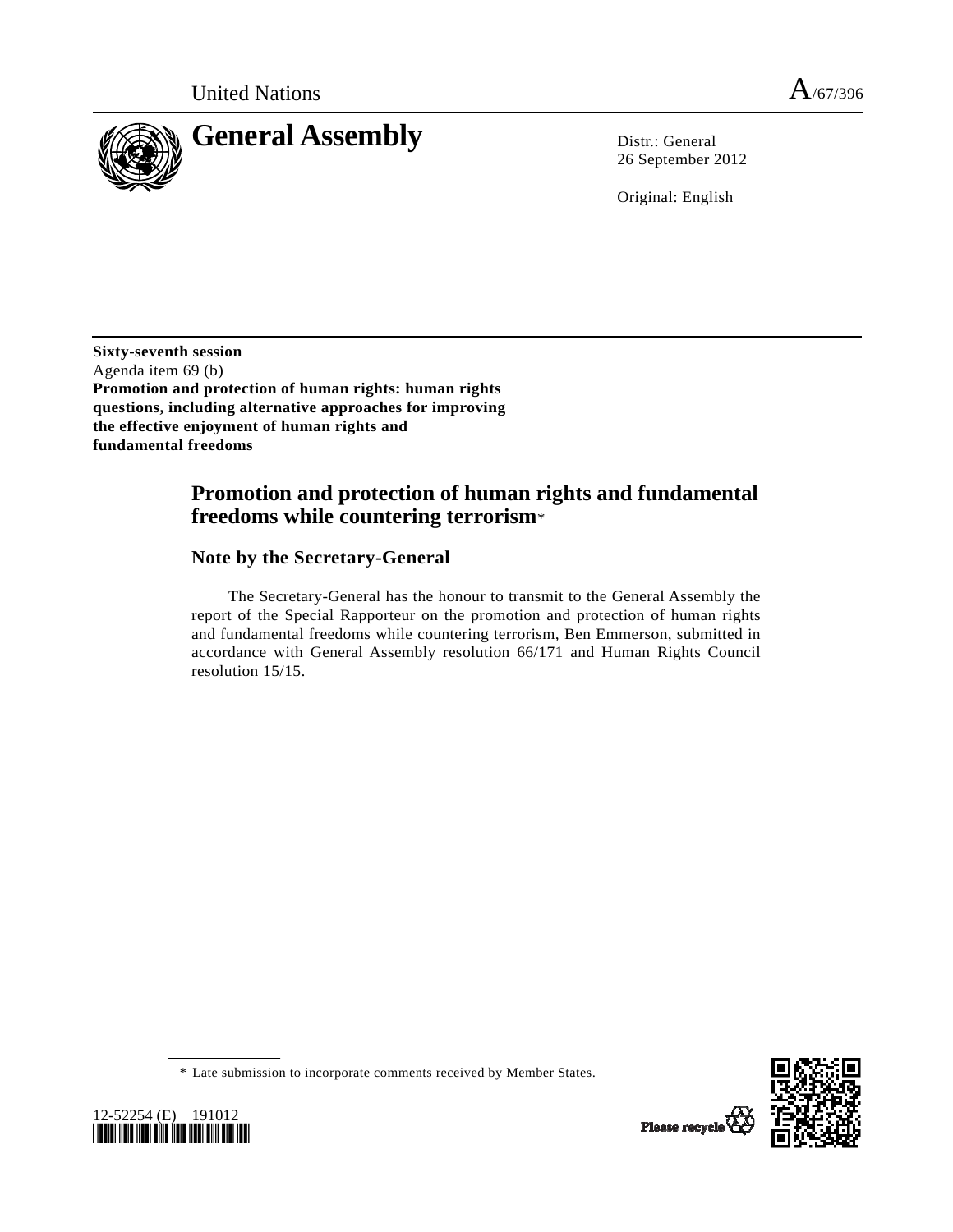United Nations A/67/396

# General Assembly

Distr.: General
26 September 2012

Original: English

**Sixty-seventh session**
Agenda item 69 (b)
**Promotion and protection of human rights: human rights questions, including alternative approaches for improving the effective enjoyment of human rights and fundamental freedoms**

## Promotion and protection of human rights and fundamental freedoms while countering terrorism*

### Note by the Secretary-General

The Secretary-General has the honour to transmit to the General Assembly the report of the Special Rapporteur on the promotion and protection of human rights and fundamental freedoms while countering terrorism, Ben Emmerson, submitted in accordance with General Assembly resolution 66/171 and Human Rights Council resolution 15/15.

---

\* Late submission to incorporate comments received by Member States.

12-52254 (E) 191012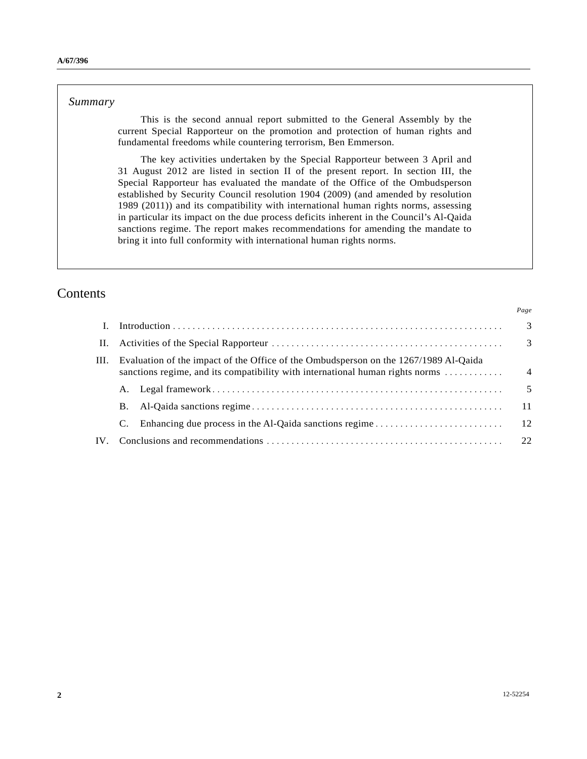*Summary*

This is the second annual report submitted to the General Assembly by the current Special Rapporteur on the promotion and protection of human rights and fundamental freedoms while countering terrorism, Ben Emmerson.

The key activities undertaken by the Special Rapporteur between 3 April and 31 August 2012 are listed in section II of the present report. In section III, the Special Rapporteur has evaluated the mandate of the Office of the Ombudsperson established by Security Council resolution 1904 (2009) (and amended by resolution 1989 (2011)) and its compatibility with international human rights norms, assessing in particular its impact on the due process deficits inherent in the Council's Al-Qaida sanctions regime. The report makes recommendations for amending the mandate to bring it into full conformity with international human rights norms.

# Contents

| | | *Page* |
|---|---|---|
| I. | Introduction | 3 |
| II. | Activities of the Special Rapporteur | 3 |
| III. | Evaluation of the impact of the Office of the Ombudsperson on the 1267/1989 Al-Qaida sanctions regime, and its compatibility with international human rights norms | 4 |
| | A. Legal framework | 5 |
| | B. Al-Qaida sanctions regime | 11 |
| | C. Enhancing due process in the Al-Qaida sanctions regime | 12 |
| IV. | Conclusions and recommendations | 22 |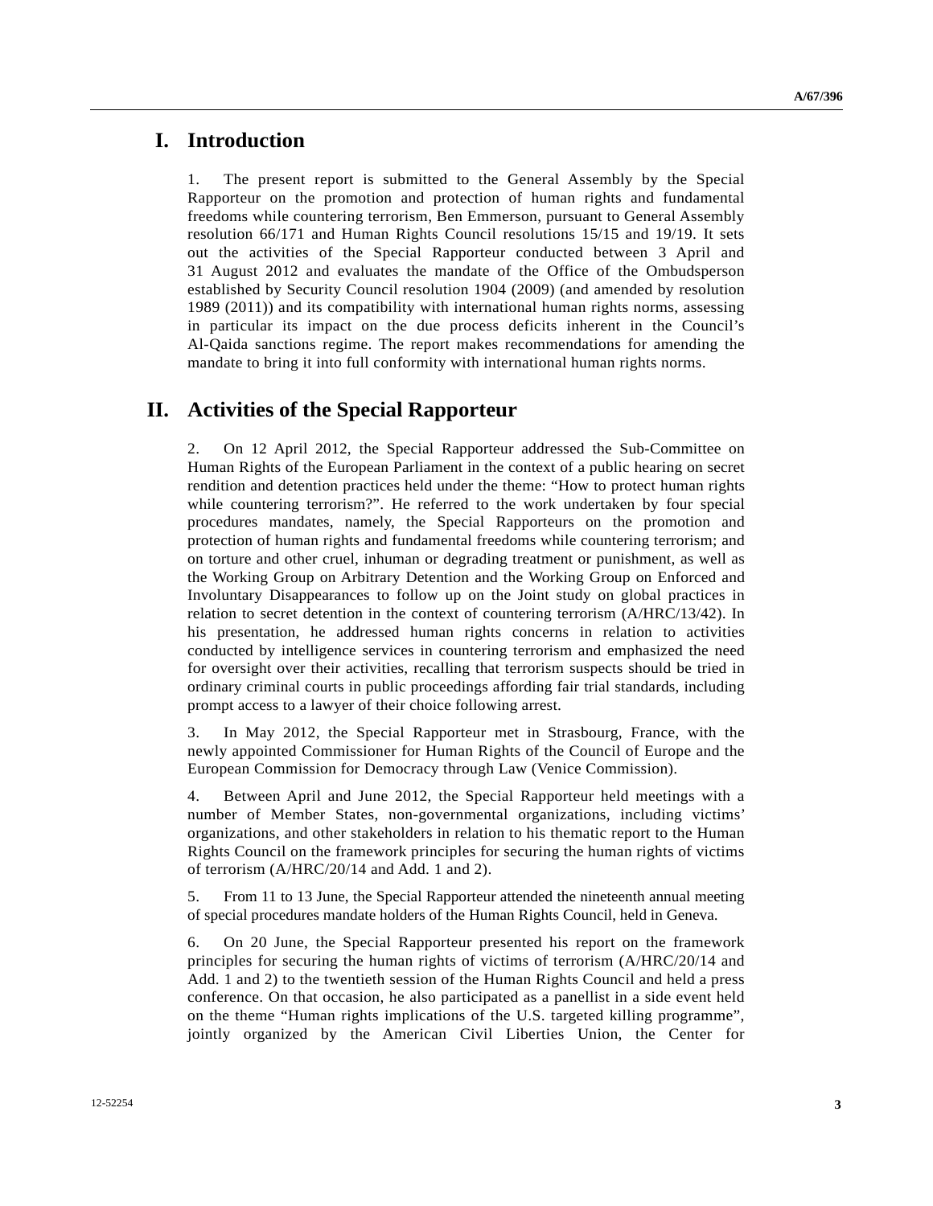# I. Introduction

1. The present report is submitted to the General Assembly by the Special Rapporteur on the promotion and protection of human rights and fundamental freedoms while countering terrorism, Ben Emmerson, pursuant to General Assembly resolution 66/171 and Human Rights Council resolutions 15/15 and 19/19. It sets out the activities of the Special Rapporteur conducted between 3 April and 31 August 2012 and evaluates the mandate of the Office of the Ombudsperson established by Security Council resolution 1904 (2009) (and amended by resolution 1989 (2011)) and its compatibility with international human rights norms, assessing in particular its impact on the due process deficits inherent in the Council's Al-Qaida sanctions regime. The report makes recommendations for amending the mandate to bring it into full conformity with international human rights norms.

# II. Activities of the Special Rapporteur

2. On 12 April 2012, the Special Rapporteur addressed the Sub-Committee on Human Rights of the European Parliament in the context of a public hearing on secret rendition and detention practices held under the theme: "How to protect human rights while countering terrorism?". He referred to the work undertaken by four special procedures mandates, namely, the Special Rapporteurs on the promotion and protection of human rights and fundamental freedoms while countering terrorism; and on torture and other cruel, inhuman or degrading treatment or punishment, as well as the Working Group on Arbitrary Detention and the Working Group on Enforced and Involuntary Disappearances to follow up on the Joint study on global practices in relation to secret detention in the context of countering terrorism (A/HRC/13/42). In his presentation, he addressed human rights concerns in relation to activities conducted by intelligence services in countering terrorism and emphasized the need for oversight over their activities, recalling that terrorism suspects should be tried in ordinary criminal courts in public proceedings affording fair trial standards, including prompt access to a lawyer of their choice following arrest.

3. In May 2012, the Special Rapporteur met in Strasbourg, France, with the newly appointed Commissioner for Human Rights of the Council of Europe and the European Commission for Democracy through Law (Venice Commission).

4. Between April and June 2012, the Special Rapporteur held meetings with a number of Member States, non-governmental organizations, including victims' organizations, and other stakeholders in relation to his thematic report to the Human Rights Council on the framework principles for securing the human rights of victims of terrorism (A/HRC/20/14 and Add. 1 and 2).

5. From 11 to 13 June, the Special Rapporteur attended the nineteenth annual meeting of special procedures mandate holders of the Human Rights Council, held in Geneva.

6. On 20 June, the Special Rapporteur presented his report on the framework principles for securing the human rights of victims of terrorism (A/HRC/20/14 and Add. 1 and 2) to the twentieth session of the Human Rights Council and held a press conference. On that occasion, he also participated as a panellist in a side event held on the theme "Human rights implications of the U.S. targeted killing programme", jointly organized by the American Civil Liberties Union, the Center for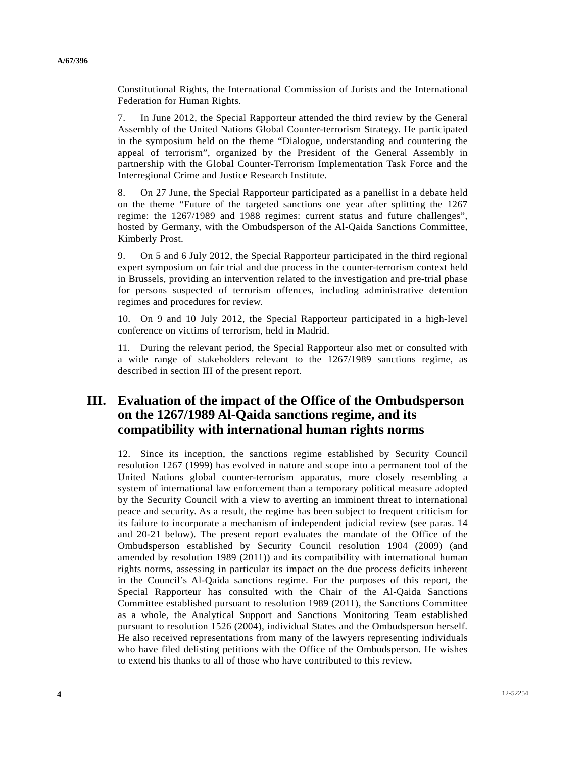Constitutional Rights, the International Commission of Jurists and the International Federation for Human Rights.

7. In June 2012, the Special Rapporteur attended the third review by the General Assembly of the United Nations Global Counter-terrorism Strategy. He participated in the symposium held on the theme "Dialogue, understanding and countering the appeal of terrorism", organized by the President of the General Assembly in partnership with the Global Counter-Terrorism Implementation Task Force and the Interregional Crime and Justice Research Institute.

8. On 27 June, the Special Rapporteur participated as a panellist in a debate held on the theme "Future of the targeted sanctions one year after splitting the 1267 regime: the 1267/1989 and 1988 regimes: current status and future challenges", hosted by Germany, with the Ombudsperson of the Al-Qaida Sanctions Committee, Kimberly Prost.

9. On 5 and 6 July 2012, the Special Rapporteur participated in the third regional expert symposium on fair trial and due process in the counter-terrorism context held in Brussels, providing an intervention related to the investigation and pre-trial phase for persons suspected of terrorism offences, including administrative detention regimes and procedures for review.

10. On 9 and 10 July 2012, the Special Rapporteur participated in a high-level conference on victims of terrorism, held in Madrid.

11. During the relevant period, the Special Rapporteur also met or consulted with a wide range of stakeholders relevant to the 1267/1989 sanctions regime, as described in section III of the present report.

# III. Evaluation of the impact of the Office of the Ombudsperson on the 1267/1989 Al-Qaida sanctions regime, and its compatibility with international human rights norms

12. Since its inception, the sanctions regime established by Security Council resolution 1267 (1999) has evolved in nature and scope into a permanent tool of the United Nations global counter-terrorism apparatus, more closely resembling a system of international law enforcement than a temporary political measure adopted by the Security Council with a view to averting an imminent threat to international peace and security. As a result, the regime has been subject to frequent criticism for its failure to incorporate a mechanism of independent judicial review (see paras. 14 and 20-21 below). The present report evaluates the mandate of the Office of the Ombudsperson established by Security Council resolution 1904 (2009) (and amended by resolution 1989 (2011)) and its compatibility with international human rights norms, assessing in particular its impact on the due process deficits inherent in the Council's Al-Qaida sanctions regime. For the purposes of this report, the Special Rapporteur has consulted with the Chair of the Al-Qaida Sanctions Committee established pursuant to resolution 1989 (2011), the Sanctions Committee as a whole, the Analytical Support and Sanctions Monitoring Team established pursuant to resolution 1526 (2004), individual States and the Ombudsperson herself. He also received representations from many of the lawyers representing individuals who have filed delisting petitions with the Office of the Ombudsperson. He wishes to extend his thanks to all of those who have contributed to this review.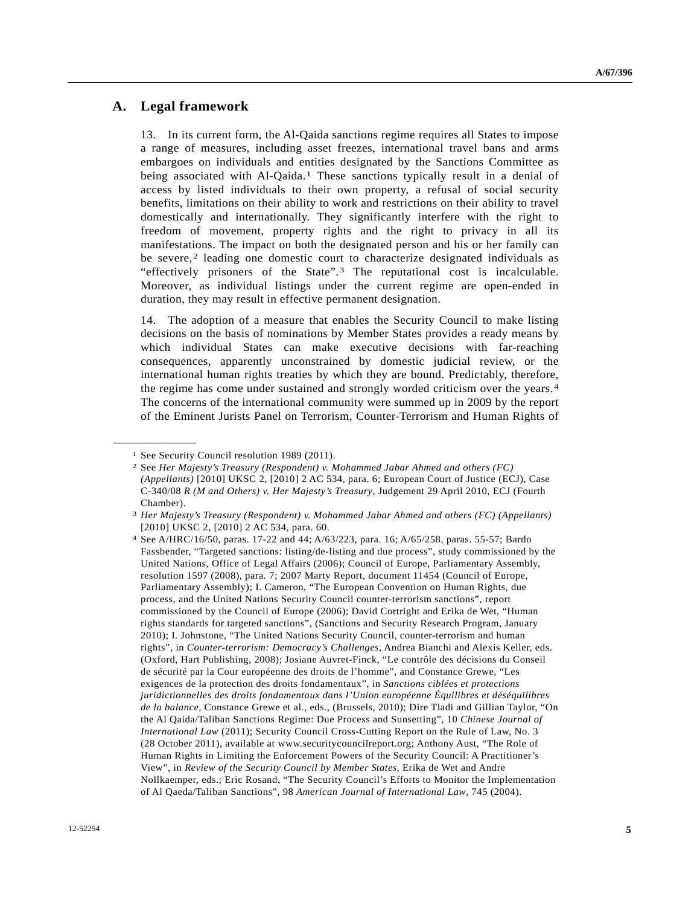## A. Legal framework

13. In its current form, the Al-Qaida sanctions regime requires all States to impose a range of measures, including asset freezes, international travel bans and arms embargoes on individuals and entities designated by the Sanctions Committee as being associated with Al-Qaida.[1] These sanctions typically result in a denial of access by listed individuals to their own property, a refusal of social security benefits, limitations on their ability to work and restrictions on their ability to travel domestically and internationally. They significantly interfere with the right to freedom of movement, property rights and the right to privacy in all its manifestations. The impact on both the designated person and his or her family can be severe,[2] leading one domestic court to characterize designated individuals as "effectively prisoners of the State".[3] The reputational cost is incalculable. Moreover, as individual listings under the current regime are open-ended in duration, they may result in effective permanent designation.

14. The adoption of a measure that enables the Security Council to make listing decisions on the basis of nominations by Member States provides a ready means by which individual States can make executive decisions with far-reaching consequences, apparently unconstrained by domestic judicial review, or the international human rights treaties by which they are bound. Predictably, therefore, the regime has come under sustained and strongly worded criticism over the years.[4] The concerns of the international community were summed up in 2009 by the report of the Eminent Jurists Panel on Terrorism, Counter-Terrorism and Human Rights of

---

[1] See Security Council resolution 1989 (2011).

[2] See *Her Majesty's Treasury (Respondent) v. Mohammed Jabar Ahmed and others (FC) (Appellants)* [2010] UKSC 2, [2010] 2 AC 534, para. 6; European Court of Justice (ECJ), Case C-340/08 *R (M and Others) v. Her Majesty's Treasury*, Judgement 29 April 2010, ECJ (Fourth Chamber).

[3] *Her Majesty's Treasury (Respondent) v. Mohammed Jabar Ahmed and others (FC) (Appellants)* [2010] UKSC 2, [2010] 2 AC 534, para. 60.

[4] See A/HRC/16/50, paras. 17-22 and 44; A/63/223, para. 16; A/65/258, paras. 55-57; Bardo Fassbender, "Targeted sanctions: listing/de-listing and due process", study commissioned by the United Nations, Office of Legal Affairs (2006); Council of Europe, Parliamentary Assembly, resolution 1597 (2008), para. 7; 2007 Marty Report, document 11454 (Council of Europe, Parliamentary Assembly); I. Cameron, "The European Convention on Human Rights, due process, and the United Nations Security Council counter-terrorism sanctions", report commissioned by the Council of Europe (2006); David Cortright and Erika de Wet, "Human rights standards for targeted sanctions", (Sanctions and Security Research Program, January 2010); I. Johnstone, "The United Nations Security Council, counter-terrorism and human rights", in *Counter-terrorism: Democracy's Challenges*, Andrea Bianchi and Alexis Keller, eds. (Oxford, Hart Publishing, 2008); Josiane Auvret-Finck, "Le contrôle des décisions du Conseil de sécurité par la Cour européenne des droits de l'homme", and Constance Grewe, "Les exigences de la protection des droits fondamentaux", in *Sanctions ciblées et protections juridictionnelles des droits fondamentaux dans l'Union européenne Équilibres et déséquilibres de la balance*, Constance Grewe et al., eds., (Brussels, 2010); Dire Tladi and Gillian Taylor, "On the Al Qaida/Taliban Sanctions Regime: Due Process and Sunsetting", 10 *Chinese Journal of International Law* (2011); Security Council Cross-Cutting Report on the Rule of Law, No. 3 (28 October 2011), available at www.securitycouncilreport.org; Anthony Aust, "The Role of Human Rights in Limiting the Enforcement Powers of the Security Council: A Practitioner's View", in *Review of the Security Council by Member States*, Erika de Wet and Andre Nollkaemper, eds.; Eric Rosand, "The Security Council's Efforts to Monitor the Implementation of Al Qaeda/Taliban Sanctions", 98 *American Journal of International Law*, 745 (2004).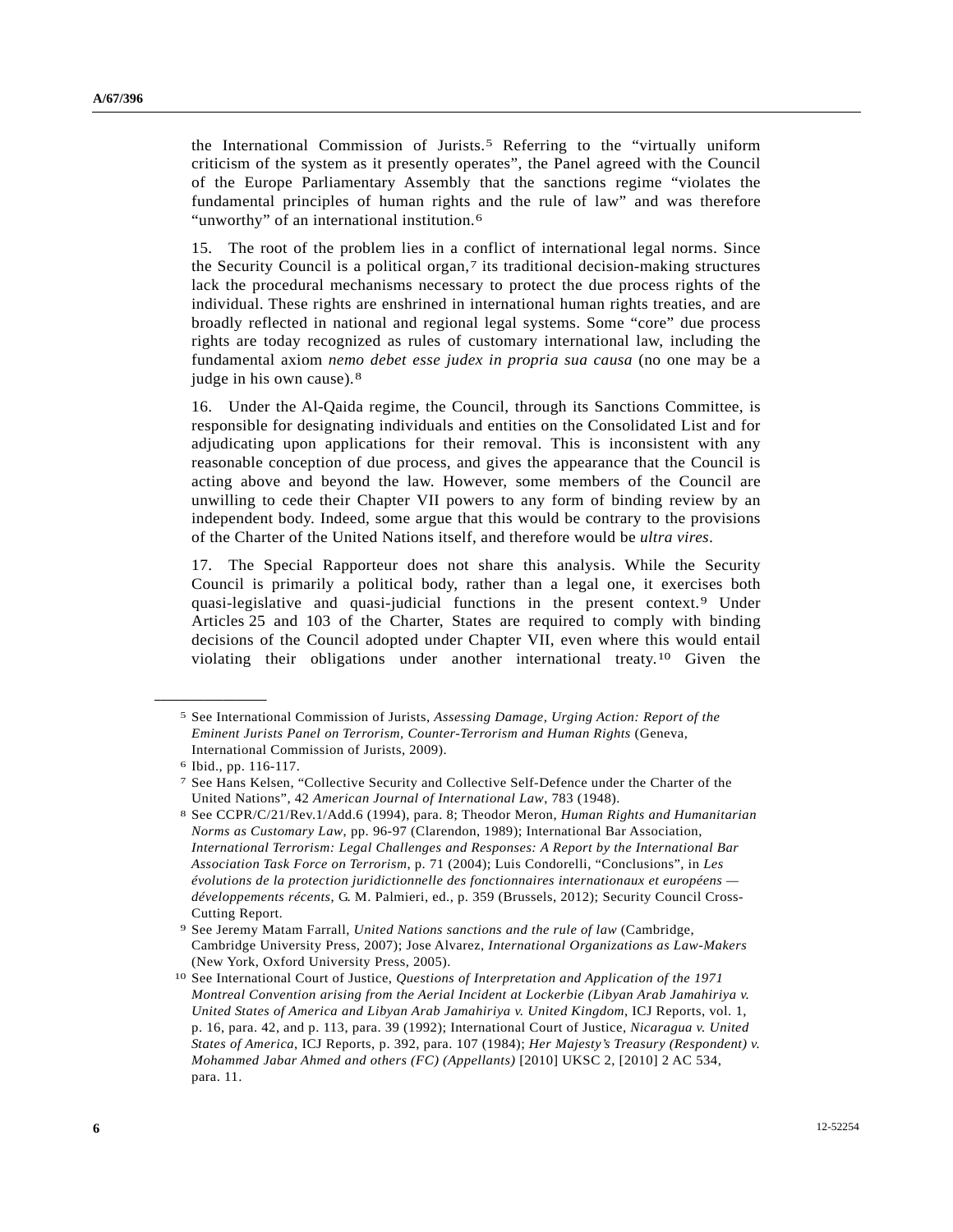the International Commission of Jurists.[5] Referring to the "virtually uniform criticism of the system as it presently operates", the Panel agreed with the Council of the Europe Parliamentary Assembly that the sanctions regime "violates the fundamental principles of human rights and the rule of law" and was therefore "unworthy" of an international institution.[6]

15. The root of the problem lies in a conflict of international legal norms. Since the Security Council is a political organ,[7] its traditional decision-making structures lack the procedural mechanisms necessary to protect the due process rights of the individual. These rights are enshrined in international human rights treaties, and are broadly reflected in national and regional legal systems. Some "core" due process rights are today recognized as rules of customary international law, including the fundamental axiom *nemo debet esse judex in propria sua causa* (no one may be a judge in his own cause).[8]

16. Under the Al-Qaida regime, the Council, through its Sanctions Committee, is responsible for designating individuals and entities on the Consolidated List and for adjudicating upon applications for their removal. This is inconsistent with any reasonable conception of due process, and gives the appearance that the Council is acting above and beyond the law. However, some members of the Council are unwilling to cede their Chapter VII powers to any form of binding review by an independent body. Indeed, some argue that this would be contrary to the provisions of the Charter of the United Nations itself, and therefore would be *ultra vires*.

17. The Special Rapporteur does not share this analysis. While the Security Council is primarily a political body, rather than a legal one, it exercises both quasi-legislative and quasi-judicial functions in the present context.[9] Under Articles 25 and 103 of the Charter, States are required to comply with binding decisions of the Council adopted under Chapter VII, even where this would entail violating their obligations under another international treaty.[10] Given the

---

[5] See International Commission of Jurists, *Assessing Damage, Urging Action: Report of the Eminent Jurists Panel on Terrorism, Counter-Terrorism and Human Rights* (Geneva, International Commission of Jurists, 2009).

[6] Ibid., pp. 116-117.

[7] See Hans Kelsen, "Collective Security and Collective Self-Defence under the Charter of the United Nations", 42 *American Journal of International Law*, 783 (1948).

[8] See CCPR/C/21/Rev.1/Add.6 (1994), para. 8; Theodor Meron, *Human Rights and Humanitarian Norms as Customary Law*, pp. 96-97 (Clarendon, 1989); International Bar Association, *International Terrorism: Legal Challenges and Responses: A Report by the International Bar Association Task Force on Terrorism*, p. 71 (2004); Luis Condorelli, "Conclusions", in *Les évolutions de la protection juridictionnelle des fonctionnaires internationaux et européens — développements récents*, G. M. Palmieri, ed., p. 359 (Brussels, 2012); Security Council Cross-Cutting Report.

[9] See Jeremy Matam Farrall, *United Nations sanctions and the rule of law* (Cambridge, Cambridge University Press, 2007); Jose Alvarez, *International Organizations as Law-Makers* (New York, Oxford University Press, 2005).

[10] See International Court of Justice, *Questions of Interpretation and Application of the 1971 Montreal Convention arising from the Aerial Incident at Lockerbie (Libyan Arab Jamahiriya v. United States of America and Libyan Arab Jamahiriya v. United Kingdom*, ICJ Reports, vol. 1, p. 16, para. 42, and p. 113, para. 39 (1992); International Court of Justice, *Nicaragua v. United States of America*, ICJ Reports, p. 392, para. 107 (1984); *Her Majesty's Treasury (Respondent) v. Mohammed Jabar Ahmed and others (FC) (Appellants)* [2010] UKSC 2, [2010] 2 AC 534, para. 11.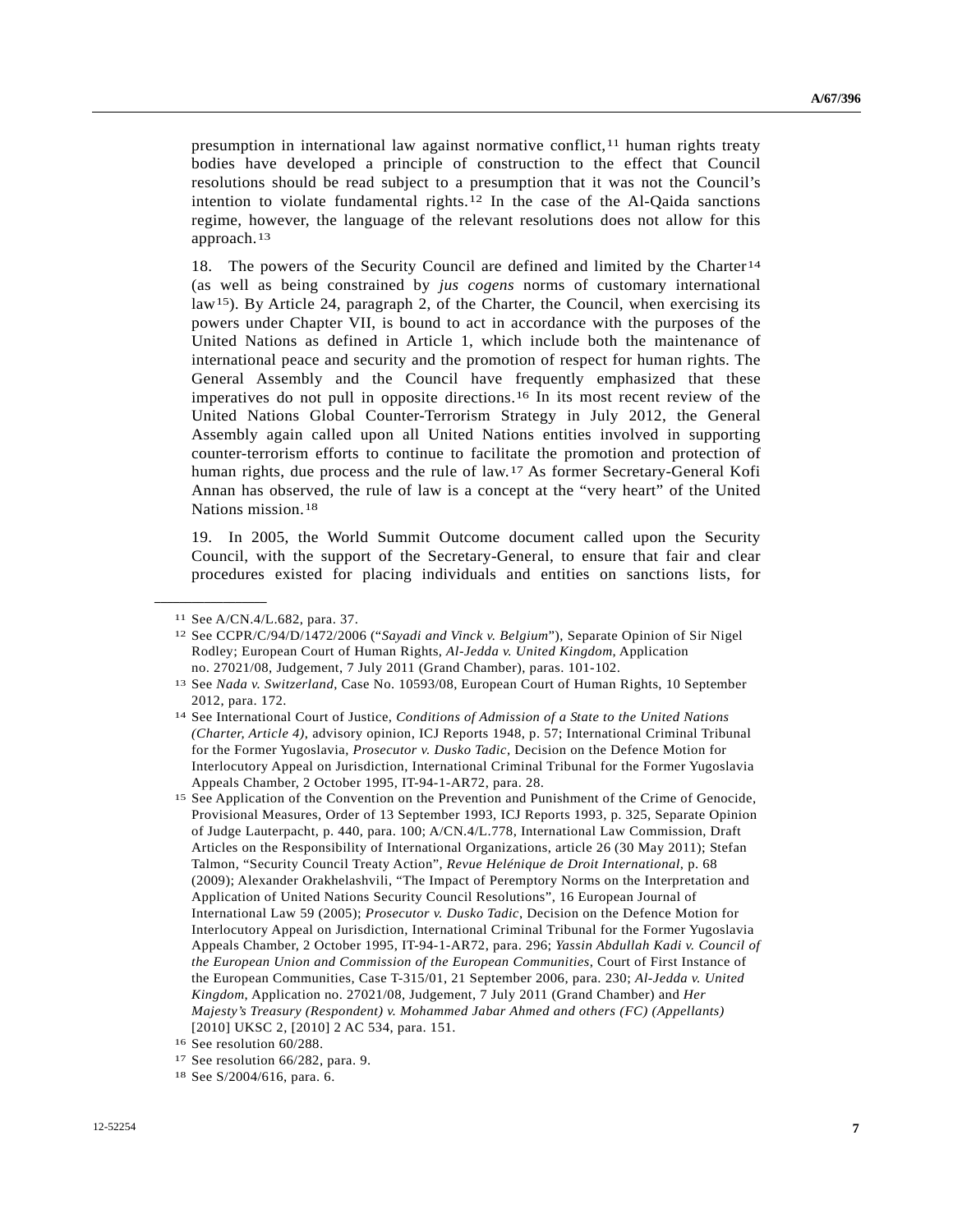presumption in international law against normative conflict,[11] human rights treaty bodies have developed a principle of construction to the effect that Council resolutions should be read subject to a presumption that it was not the Council's intention to violate fundamental rights.[12] In the case of the Al-Qaida sanctions regime, however, the language of the relevant resolutions does not allow for this approach.[13]

18. The powers of the Security Council are defined and limited by the Charter[14] (as well as being constrained by *jus cogens* norms of customary international law[15]). By Article 24, paragraph 2, of the Charter, the Council, when exercising its powers under Chapter VII, is bound to act in accordance with the purposes of the United Nations as defined in Article 1, which include both the maintenance of international peace and security and the promotion of respect for human rights. The General Assembly and the Council have frequently emphasized that these imperatives do not pull in opposite directions.[16] In its most recent review of the United Nations Global Counter-Terrorism Strategy in July 2012, the General Assembly again called upon all United Nations entities involved in supporting counter-terrorism efforts to continue to facilitate the promotion and protection of human rights, due process and the rule of law.[17] As former Secretary-General Kofi Annan has observed, the rule of law is a concept at the "very heart" of the United Nations mission.[18]

19. In 2005, the World Summit Outcome document called upon the Security Council, with the support of the Secretary-General, to ensure that fair and clear procedures existed for placing individuals and entities on sanctions lists, for

---

[11] See A/CN.4/L.682, para. 37.

[12] See CCPR/C/94/D/1472/2006 ("*Sayadi and Vinck v. Belgium*"), Separate Opinion of Sir Nigel Rodley; European Court of Human Rights, *Al-Jedda v. United Kingdom*, Application no. 27021/08, Judgement, 7 July 2011 (Grand Chamber), paras. 101-102.

[13] See *Nada v. Switzerland*, Case No. 10593/08, European Court of Human Rights, 10 September 2012, para. 172.

[14] See International Court of Justice, *Conditions of Admission of a State to the United Nations (Charter, Article 4)*, advisory opinion, ICJ Reports 1948, p. 57; International Criminal Tribunal for the Former Yugoslavia, *Prosecutor v. Dusko Tadic*, Decision on the Defence Motion for Interlocutory Appeal on Jurisdiction, International Criminal Tribunal for the Former Yugoslavia Appeals Chamber, 2 October 1995, IT-94-1-AR72, para. 28.

[15] See Application of the Convention on the Prevention and Punishment of the Crime of Genocide, Provisional Measures, Order of 13 September 1993, ICJ Reports 1993, p. 325, Separate Opinion of Judge Lauterpacht, p. 440, para. 100; A/CN.4/L.778, International Law Commission, Draft Articles on the Responsibility of International Organizations, article 26 (30 May 2011); Stefan Talmon, "Security Council Treaty Action", *Revue Helénique de Droit International*, p. 68 (2009); Alexander Orakhelashvili, "The Impact of Peremptory Norms on the Interpretation and Application of United Nations Security Council Resolutions", 16 European Journal of International Law 59 (2005); *Prosecutor v. Dusko Tadic*, Decision on the Defence Motion for Interlocutory Appeal on Jurisdiction, International Criminal Tribunal for the Former Yugoslavia Appeals Chamber, 2 October 1995, IT-94-1-AR72, para. 296; *Yassin Abdullah Kadi v. Council of the European Union and Commission of the European Communities*, Court of First Instance of the European Communities, Case T-315/01, 21 September 2006, para. 230; *Al-Jedda v. United Kingdom*, Application no. 27021/08, Judgement, 7 July 2011 (Grand Chamber) and *Her Majesty's Treasury (Respondent) v. Mohammed Jabar Ahmed and others (FC) (Appellants)* [2010] UKSC 2, [2010] 2 AC 534, para. 151.

[16] See resolution 60/288.

[17] See resolution 66/282, para. 9.

[18] See S/2004/616, para. 6.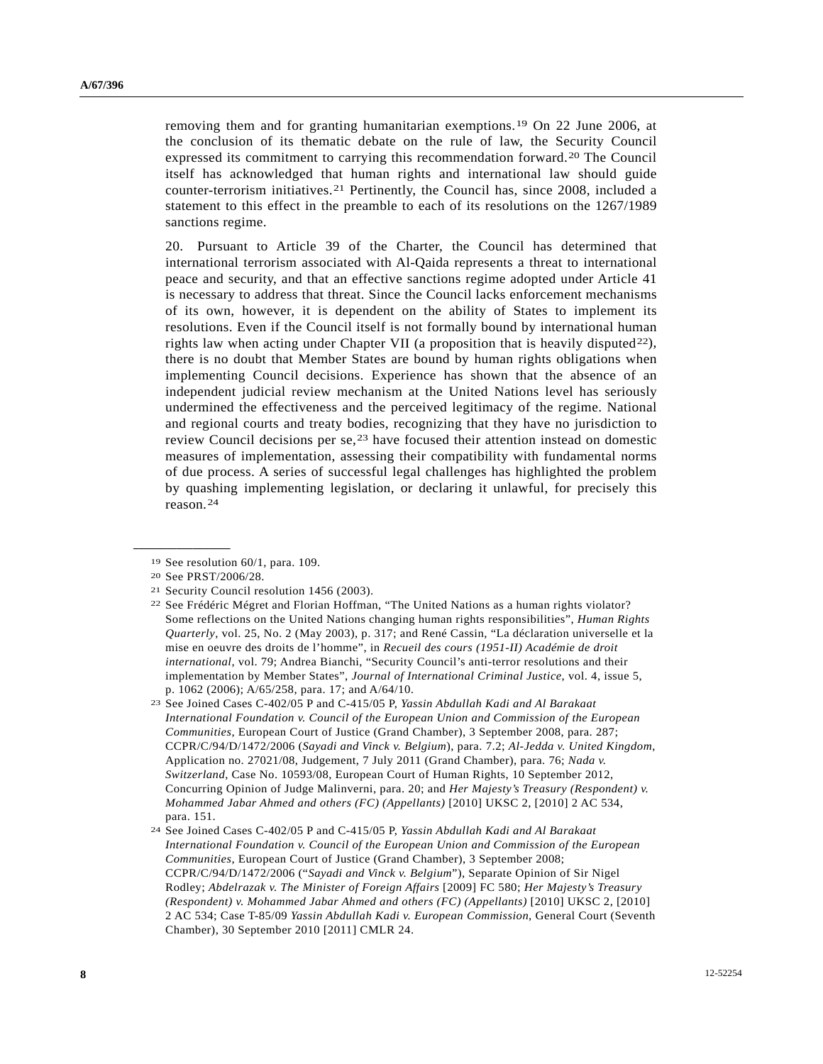removing them and for granting humanitarian exemptions.[19] On 22 June 2006, at the conclusion of its thematic debate on the rule of law, the Security Council expressed its commitment to carrying this recommendation forward.[20] The Council itself has acknowledged that human rights and international law should guide counter-terrorism initiatives.[21] Pertinently, the Council has, since 2008, included a statement to this effect in the preamble to each of its resolutions on the 1267/1989 sanctions regime.

20. Pursuant to Article 39 of the Charter, the Council has determined that international terrorism associated with Al-Qaida represents a threat to international peace and security, and that an effective sanctions regime adopted under Article 41 is necessary to address that threat. Since the Council lacks enforcement mechanisms of its own, however, it is dependent on the ability of States to implement its resolutions. Even if the Council itself is not formally bound by international human rights law when acting under Chapter VII (a proposition that is heavily disputed[22]), there is no doubt that Member States are bound by human rights obligations when implementing Council decisions. Experience has shown that the absence of an independent judicial review mechanism at the United Nations level has seriously undermined the effectiveness and the perceived legitimacy of the regime. National and regional courts and treaty bodies, recognizing that they have no jurisdiction to review Council decisions per se,[23] have focused their attention instead on domestic measures of implementation, assessing their compatibility with fundamental norms of due process. A series of successful legal challenges has highlighted the problem by quashing implementing legislation, or declaring it unlawful, for precisely this reason.[24]

---

[19] See resolution 60/1, para. 109.

[20] See PRST/2006/28.

[21] Security Council resolution 1456 (2003).

[22] See Frédéric Mégret and Florian Hoffman, "The United Nations as a human rights violator? Some reflections on the United Nations changing human rights responsibilities", *Human Rights Quarterly*, vol. 25, No. 2 (May 2003), p. 317; and René Cassin, "La déclaration universelle et la mise en oeuvre des droits de l'homme", in *Recueil des cours (1951-II) Académie de droit international*, vol. 79; Andrea Bianchi, "Security Council's anti-terror resolutions and their implementation by Member States", *Journal of International Criminal Justice*, vol. 4, issue 5, p. 1062 (2006); A/65/258, para. 17; and A/64/10.

[23] See Joined Cases C-402/05 P and C-415/05 P, *Yassin Abdullah Kadi and Al Barakaat International Foundation v. Council of the European Union and Commission of the European Communities*, European Court of Justice (Grand Chamber), 3 September 2008, para. 287; CCPR/C/94/D/1472/2006 (*Sayadi and Vinck v. Belgium*), para. 7.2; *Al-Jedda v. United Kingdom*, Application no. 27021/08, Judgement, 7 July 2011 (Grand Chamber), para. 76; *Nada v. Switzerland*, Case No. 10593/08, European Court of Human Rights, 10 September 2012, Concurring Opinion of Judge Malinverni, para. 20; and *Her Majesty's Treasury (Respondent) v. Mohammed Jabar Ahmed and others (FC) (Appellants)* [2010] UKSC 2, [2010] 2 AC 534, para. 151.

[24] See Joined Cases C-402/05 P and C-415/05 P, *Yassin Abdullah Kadi and Al Barakaat International Foundation v. Council of the European Union and Commission of the European Communities*, European Court of Justice (Grand Chamber), 3 September 2008; CCPR/C/94/D/1472/2006 ("*Sayadi and Vinck v. Belgium*"), Separate Opinion of Sir Nigel Rodley; *Abdelrazak v. The Minister of Foreign Affairs* [2009] FC 580; *Her Majesty's Treasury (Respondent) v. Mohammed Jabar Ahmed and others (FC) (Appellants)* [2010] UKSC 2, [2010] 2 AC 534; Case T-85/09 *Yassin Abdullah Kadi v. European Commission*, General Court (Seventh Chamber), 30 September 2010 [2011] CMLR 24.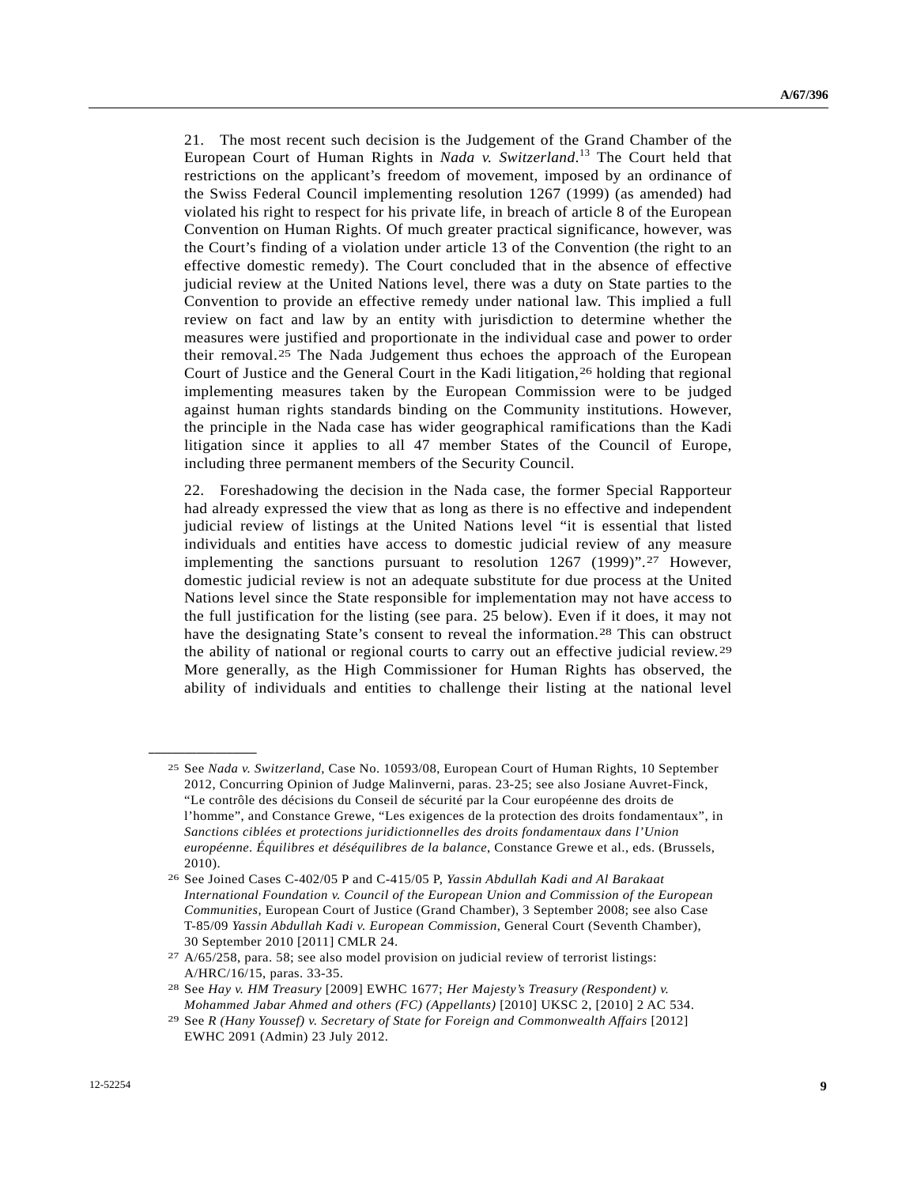21. The most recent such decision is the Judgement of the Grand Chamber of the European Court of Human Rights in *Nada v. Switzerland*.[13] The Court held that restrictions on the applicant's freedom of movement, imposed by an ordinance of the Swiss Federal Council implementing resolution 1267 (1999) (as amended) had violated his right to respect for his private life, in breach of article 8 of the European Convention on Human Rights. Of much greater practical significance, however, was the Court's finding of a violation under article 13 of the Convention (the right to an effective domestic remedy). The Court concluded that in the absence of effective judicial review at the United Nations level, there was a duty on State parties to the Convention to provide an effective remedy under national law. This implied a full review on fact and law by an entity with jurisdiction to determine whether the measures were justified and proportionate in the individual case and power to order their removal.[25] The Nada Judgement thus echoes the approach of the European Court of Justice and the General Court in the Kadi litigation,[26] holding that regional implementing measures taken by the European Commission were to be judged against human rights standards binding on the Community institutions. However, the principle in the Nada case has wider geographical ramifications than the Kadi litigation since it applies to all 47 member States of the Council of Europe, including three permanent members of the Security Council.

22. Foreshadowing the decision in the Nada case, the former Special Rapporteur had already expressed the view that as long as there is no effective and independent judicial review of listings at the United Nations level "it is essential that listed individuals and entities have access to domestic judicial review of any measure implementing the sanctions pursuant to resolution 1267 (1999)".[27] However, domestic judicial review is not an adequate substitute for due process at the United Nations level since the State responsible for implementation may not have access to the full justification for the listing (see para. 25 below). Even if it does, it may not have the designating State's consent to reveal the information.[28] This can obstruct the ability of national or regional courts to carry out an effective judicial review.[29] More generally, as the High Commissioner for Human Rights has observed, the ability of individuals and entities to challenge their listing at the national level

---

[25] See *Nada v. Switzerland*, Case No. 10593/08, European Court of Human Rights, 10 September 2012, Concurring Opinion of Judge Malinverni, paras. 23-25; see also Josiane Auvret-Finck, "Le contrôle des décisions du Conseil de sécurité par la Cour européenne des droits de l'homme", and Constance Grewe, "Les exigences de la protection des droits fondamentaux", in *Sanctions ciblées et protections juridictionnelles des droits fondamentaux dans l'Union européenne. Équilibres et déséquilibres de la balance*, Constance Grewe et al., eds. (Brussels, 2010).

[26] See Joined Cases C-402/05 P and C-415/05 P, *Yassin Abdullah Kadi and Al Barakaat International Foundation v. Council of the European Union and Commission of the European Communities*, European Court of Justice (Grand Chamber), 3 September 2008; see also Case T-85/09 *Yassin Abdullah Kadi v. European Commission*, General Court (Seventh Chamber), 30 September 2010 [2011] CMLR 24.

[27] A/65/258, para. 58; see also model provision on judicial review of terrorist listings: A/HRC/16/15, paras. 33-35.

[28] See *Hay v. HM Treasury* [2009] EWHC 1677; *Her Majesty's Treasury (Respondent) v. Mohammed Jabar Ahmed and others (FC) (Appellants)* [2010] UKSC 2, [2010] 2 AC 534.

[29] See *R (Hany Youssef) v. Secretary of State for Foreign and Commonwealth Affairs* [2012] EWHC 2091 (Admin) 23 July 2012.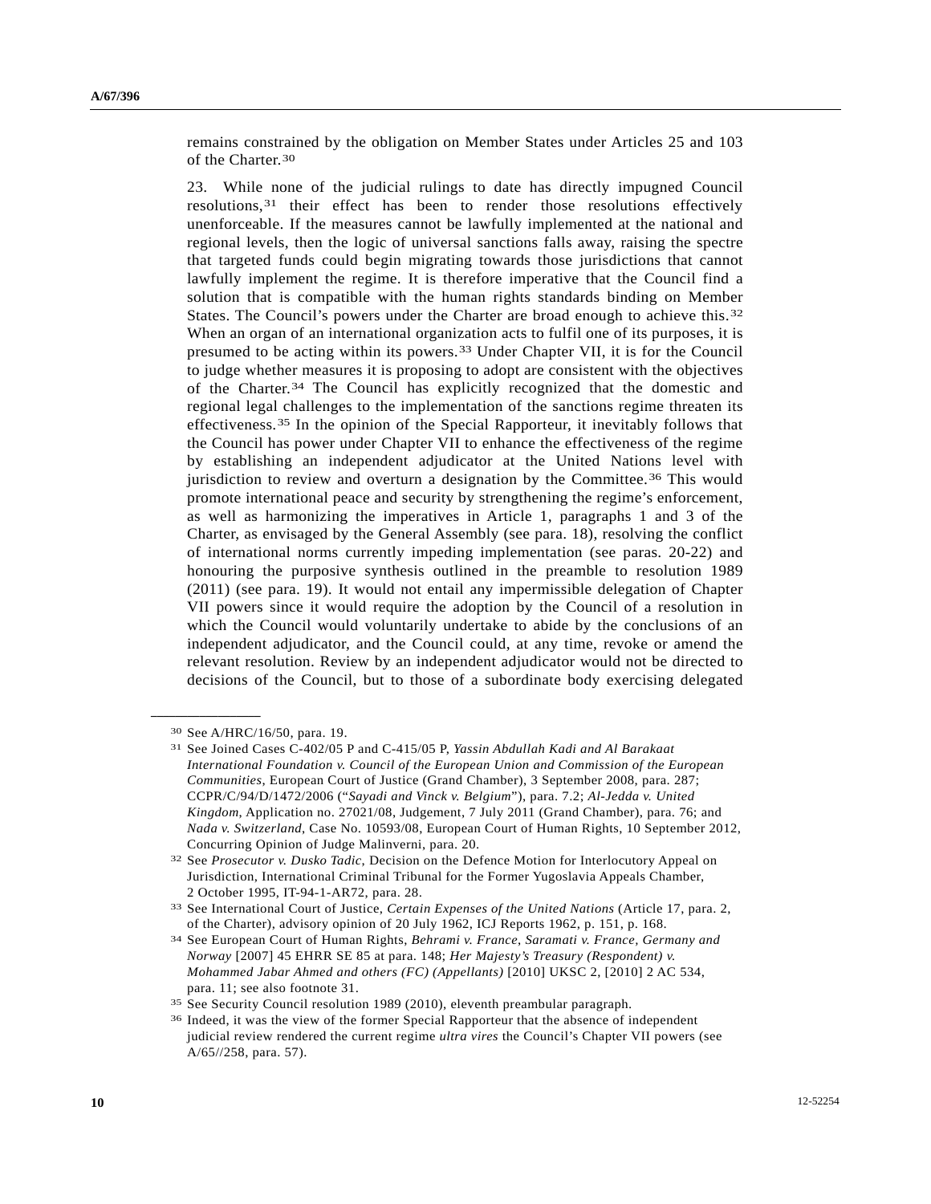remains constrained by the obligation on Member States under Articles 25 and 103 of the Charter.[30]

23. While none of the judicial rulings to date has directly impugned Council resolutions,[31] their effect has been to render those resolutions effectively unenforceable. If the measures cannot be lawfully implemented at the national and regional levels, then the logic of universal sanctions falls away, raising the spectre that targeted funds could begin migrating towards those jurisdictions that cannot lawfully implement the regime. It is therefore imperative that the Council find a solution that is compatible with the human rights standards binding on Member States. The Council's powers under the Charter are broad enough to achieve this.[32] When an organ of an international organization acts to fulfil one of its purposes, it is presumed to be acting within its powers.[33] Under Chapter VII, it is for the Council to judge whether measures it is proposing to adopt are consistent with the objectives of the Charter.[34] The Council has explicitly recognized that the domestic and regional legal challenges to the implementation of the sanctions regime threaten its effectiveness.[35] In the opinion of the Special Rapporteur, it inevitably follows that the Council has power under Chapter VII to enhance the effectiveness of the regime by establishing an independent adjudicator at the United Nations level with jurisdiction to review and overturn a designation by the Committee.[36] This would promote international peace and security by strengthening the regime's enforcement, as well as harmonizing the imperatives in Article 1, paragraphs 1 and 3 of the Charter, as envisaged by the General Assembly (see para. 18), resolving the conflict of international norms currently impeding implementation (see paras. 20-22) and honouring the purposive synthesis outlined in the preamble to resolution 1989 (2011) (see para. 19). It would not entail any impermissible delegation of Chapter VII powers since it would require the adoption by the Council of a resolution in which the Council would voluntarily undertake to abide by the conclusions of an independent adjudicator, and the Council could, at any time, revoke or amend the relevant resolution. Review by an independent adjudicator would not be directed to decisions of the Council, but to those of a subordinate body exercising delegated

---

[30] See A/HRC/16/50, para. 19.

[31] See Joined Cases C-402/05 P and C-415/05 P, *Yassin Abdullah Kadi and Al Barakaat International Foundation v. Council of the European Union and Commission of the European Communities*, European Court of Justice (Grand Chamber), 3 September 2008, para. 287; CCPR/C/94/D/1472/2006 ("*Sayadi and Vinck v. Belgium*"), para. 7.2; *Al-Jedda v. United Kingdom*, Application no. 27021/08, Judgement, 7 July 2011 (Grand Chamber), para. 76; and *Nada v. Switzerland*, Case No. 10593/08, European Court of Human Rights, 10 September 2012, Concurring Opinion of Judge Malinverni, para. 20.

[32] See *Prosecutor v. Dusko Tadic*, Decision on the Defence Motion for Interlocutory Appeal on Jurisdiction, International Criminal Tribunal for the Former Yugoslavia Appeals Chamber, 2 October 1995, IT-94-1-AR72, para. 28.

[33] See International Court of Justice, *Certain Expenses of the United Nations* (Article 17, para. 2, of the Charter), advisory opinion of 20 July 1962, ICJ Reports 1962, p. 151, p. 168.

[34] See European Court of Human Rights, *Behrami v. France, Saramati v. France, Germany and Norway* [2007] 45 EHRR SE 85 at para. 148; *Her Majesty's Treasury (Respondent) v. Mohammed Jabar Ahmed and others (FC) (Appellants)* [2010] UKSC 2, [2010] 2 AC 534, para. 11; see also footnote 31.

[35] See Security Council resolution 1989 (2010), eleventh preambular paragraph.

[36] Indeed, it was the view of the former Special Rapporteur that the absence of independent judicial review rendered the current regime *ultra vires* the Council's Chapter VII powers (see A/65//258, para. 57).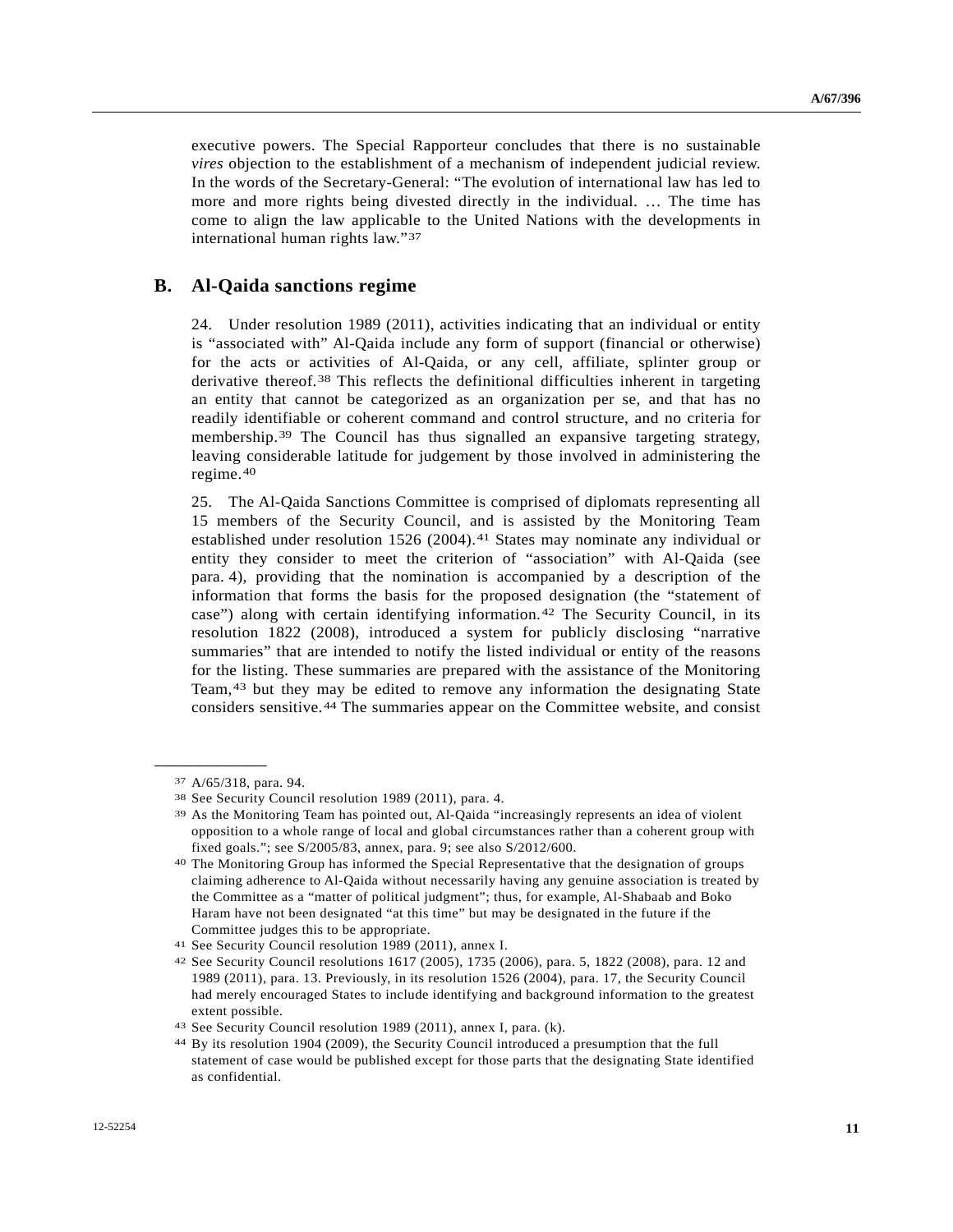executive powers. The Special Rapporteur concludes that there is no sustainable *vires* objection to the establishment of a mechanism of independent judicial review. In the words of the Secretary-General: "The evolution of international law has led to more and more rights being divested directly in the individual. … The time has come to align the law applicable to the United Nations with the developments in international human rights law."[37]

## B. Al-Qaida sanctions regime

24. Under resolution 1989 (2011), activities indicating that an individual or entity is "associated with" Al-Qaida include any form of support (financial or otherwise) for the acts or activities of Al-Qaida, or any cell, affiliate, splinter group or derivative thereof.[38] This reflects the definitional difficulties inherent in targeting an entity that cannot be categorized as an organization per se, and that has no readily identifiable or coherent command and control structure, and no criteria for membership.[39] The Council has thus signalled an expansive targeting strategy, leaving considerable latitude for judgement by those involved in administering the regime.[40]

25. The Al-Qaida Sanctions Committee is comprised of diplomats representing all 15 members of the Security Council, and is assisted by the Monitoring Team established under resolution 1526 (2004).[41] States may nominate any individual or entity they consider to meet the criterion of "association" with Al-Qaida (see para. 4), providing that the nomination is accompanied by a description of the information that forms the basis for the proposed designation (the "statement of case") along with certain identifying information.[42] The Security Council, in its resolution 1822 (2008), introduced a system for publicly disclosing "narrative summaries" that are intended to notify the listed individual or entity of the reasons for the listing. These summaries are prepared with the assistance of the Monitoring Team,[43] but they may be edited to remove any information the designating State considers sensitive.[44] The summaries appear on the Committee website, and consist

---

[37] A/65/318, para. 94.

[38] See Security Council resolution 1989 (2011), para. 4.

[39] As the Monitoring Team has pointed out, Al-Qaida "increasingly represents an idea of violent opposition to a whole range of local and global circumstances rather than a coherent group with fixed goals."; see S/2005/83, annex, para. 9; see also S/2012/600.

[40] The Monitoring Group has informed the Special Representative that the designation of groups claiming adherence to Al-Qaida without necessarily having any genuine association is treated by the Committee as a "matter of political judgment"; thus, for example, Al-Shabaab and Boko Haram have not been designated "at this time" but may be designated in the future if the Committee judges this to be appropriate.

[41] See Security Council resolution 1989 (2011), annex I.

[42] See Security Council resolutions 1617 (2005), 1735 (2006), para. 5, 1822 (2008), para. 12 and 1989 (2011), para. 13. Previously, in its resolution 1526 (2004), para. 17, the Security Council had merely encouraged States to include identifying and background information to the greatest extent possible.

[43] See Security Council resolution 1989 (2011), annex I, para. (k).

[44] By its resolution 1904 (2009), the Security Council introduced a presumption that the full statement of case would be published except for those parts that the designating State identified as confidential.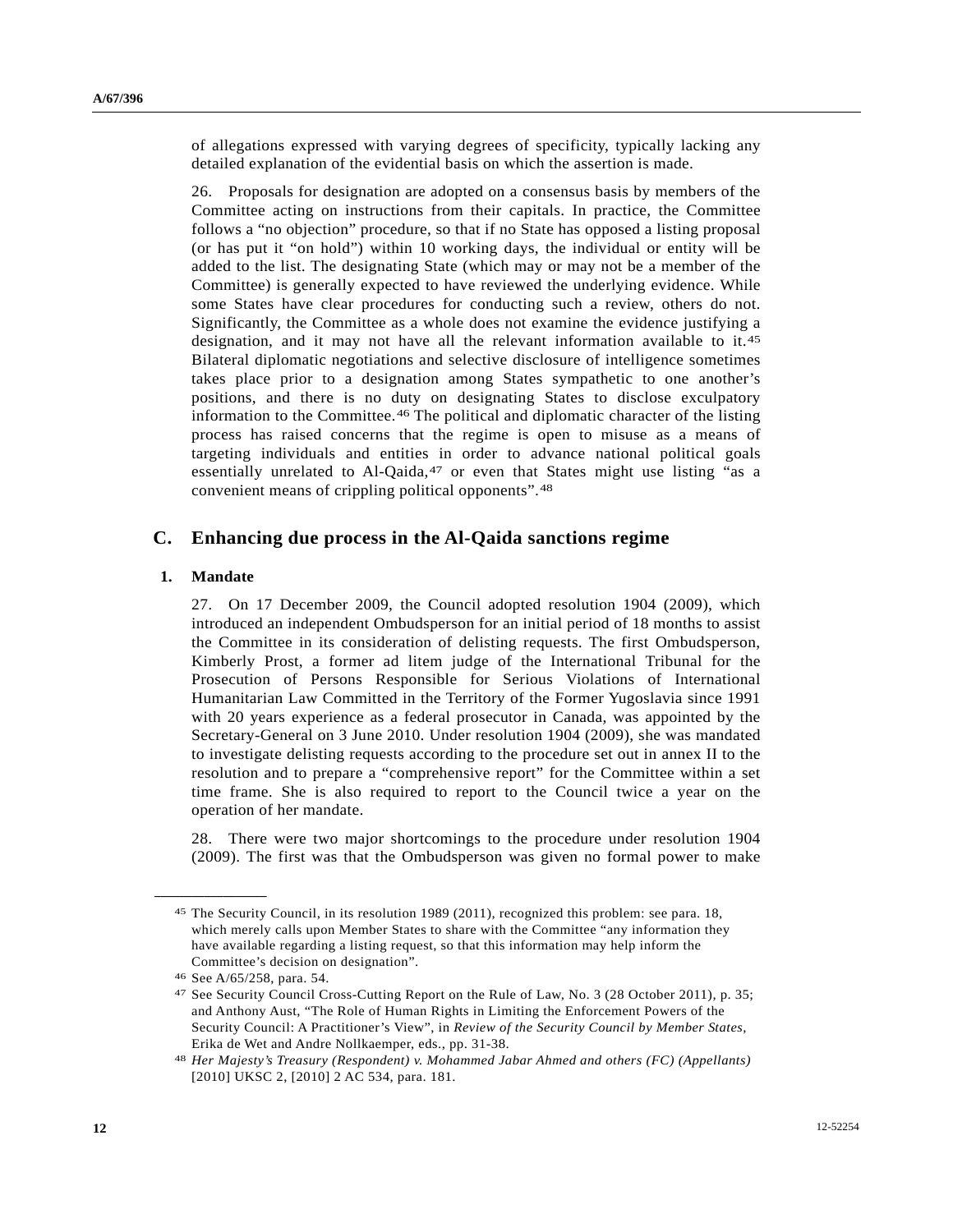of allegations expressed with varying degrees of specificity, typically lacking any detailed explanation of the evidential basis on which the assertion is made.

26. Proposals for designation are adopted on a consensus basis by members of the Committee acting on instructions from their capitals. In practice, the Committee follows a "no objection" procedure, so that if no State has opposed a listing proposal (or has put it "on hold") within 10 working days, the individual or entity will be added to the list. The designating State (which may or may not be a member of the Committee) is generally expected to have reviewed the underlying evidence. While some States have clear procedures for conducting such a review, others do not. Significantly, the Committee as a whole does not examine the evidence justifying a designation, and it may not have all the relevant information available to it.[45] Bilateral diplomatic negotiations and selective disclosure of intelligence sometimes takes place prior to a designation among States sympathetic to one another's positions, and there is no duty on designating States to disclose exculpatory information to the Committee.[46] The political and diplomatic character of the listing process has raised concerns that the regime is open to misuse as a means of targeting individuals and entities in order to advance national political goals essentially unrelated to Al-Qaida,[47] or even that States might use listing "as a convenient means of crippling political opponents".[48]

## C. Enhancing due process in the Al-Qaida sanctions regime

### 1. Mandate

27. On 17 December 2009, the Council adopted resolution 1904 (2009), which introduced an independent Ombudsperson for an initial period of 18 months to assist the Committee in its consideration of delisting requests. The first Ombudsperson, Kimberly Prost, a former ad litem judge of the International Tribunal for the Prosecution of Persons Responsible for Serious Violations of International Humanitarian Law Committed in the Territory of the Former Yugoslavia since 1991 with 20 years experience as a federal prosecutor in Canada, was appointed by the Secretary-General on 3 June 2010. Under resolution 1904 (2009), she was mandated to investigate delisting requests according to the procedure set out in annex II to the resolution and to prepare a "comprehensive report" for the Committee within a set time frame. She is also required to report to the Council twice a year on the operation of her mandate.

28. There were two major shortcomings to the procedure under resolution 1904 (2009). The first was that the Ombudsperson was given no formal power to make

---

[45] The Security Council, in its resolution 1989 (2011), recognized this problem: see para. 18, which merely calls upon Member States to share with the Committee "any information they have available regarding a listing request, so that this information may help inform the Committee's decision on designation".

[46] See A/65/258, para. 54.

[47] See Security Council Cross-Cutting Report on the Rule of Law, No. 3 (28 October 2011), p. 35; and Anthony Aust, "The Role of Human Rights in Limiting the Enforcement Powers of the Security Council: A Practitioner's View", in *Review of the Security Council by Member States*, Erika de Wet and Andre Nollkaemper, eds., pp. 31-38.

[48] *Her Majesty's Treasury (Respondent) v. Mohammed Jabar Ahmed and others (FC) (Appellants)* [2010] UKSC 2, [2010] 2 AC 534, para. 181.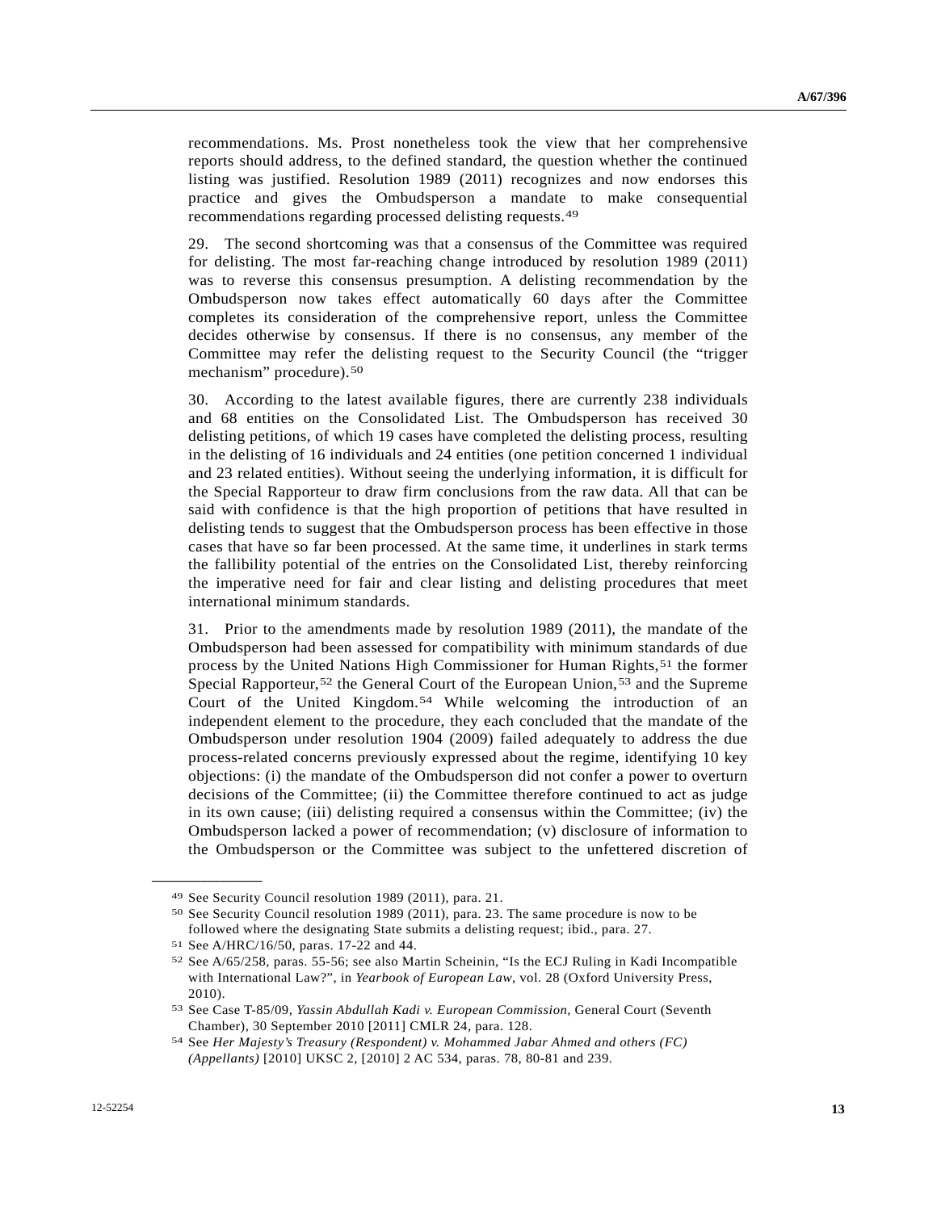recommendations. Ms. Prost nonetheless took the view that her comprehensive reports should address, to the defined standard, the question whether the continued listing was justified. Resolution 1989 (2011) recognizes and now endorses this practice and gives the Ombudsperson a mandate to make consequential recommendations regarding processed delisting requests.[49]

29. The second shortcoming was that a consensus of the Committee was required for delisting. The most far-reaching change introduced by resolution 1989 (2011) was to reverse this consensus presumption. A delisting recommendation by the Ombudsperson now takes effect automatically 60 days after the Committee completes its consideration of the comprehensive report, unless the Committee decides otherwise by consensus. If there is no consensus, any member of the Committee may refer the delisting request to the Security Council (the "trigger mechanism" procedure).[50]

30. According to the latest available figures, there are currently 238 individuals and 68 entities on the Consolidated List. The Ombudsperson has received 30 delisting petitions, of which 19 cases have completed the delisting process, resulting in the delisting of 16 individuals and 24 entities (one petition concerned 1 individual and 23 related entities). Without seeing the underlying information, it is difficult for the Special Rapporteur to draw firm conclusions from the raw data. All that can be said with confidence is that the high proportion of petitions that have resulted in delisting tends to suggest that the Ombudsperson process has been effective in those cases that have so far been processed. At the same time, it underlines in stark terms the fallibility potential of the entries on the Consolidated List, thereby reinforcing the imperative need for fair and clear listing and delisting procedures that meet international minimum standards.

31. Prior to the amendments made by resolution 1989 (2011), the mandate of the Ombudsperson had been assessed for compatibility with minimum standards of due process by the United Nations High Commissioner for Human Rights,[51] the former Special Rapporteur,[52] the General Court of the European Union,[53] and the Supreme Court of the United Kingdom.[54] While welcoming the introduction of an independent element to the procedure, they each concluded that the mandate of the Ombudsperson under resolution 1904 (2009) failed adequately to address the due process-related concerns previously expressed about the regime, identifying 10 key objections: (i) the mandate of the Ombudsperson did not confer a power to overturn decisions of the Committee; (ii) the Committee therefore continued to act as judge in its own cause; (iii) delisting required a consensus within the Committee; (iv) the Ombudsperson lacked a power of recommendation; (v) disclosure of information to the Ombudsperson or the Committee was subject to the unfettered discretion of

---

[49] See Security Council resolution 1989 (2011), para. 21.

[50] See Security Council resolution 1989 (2011), para. 23. The same procedure is now to be followed where the designating State submits a delisting request; ibid., para. 27.

[51] See A/HRC/16/50, paras. 17-22 and 44.

[52] See A/65/258, paras. 55-56; see also Martin Scheinin, "Is the ECJ Ruling in Kadi Incompatible with International Law?", in *Yearbook of European Law*, vol. 28 (Oxford University Press, 2010).

[53] See Case T-85/09, *Yassin Abdullah Kadi v. European Commission*, General Court (Seventh Chamber), 30 September 2010 [2011] CMLR 24, para. 128.

[54] See *Her Majesty's Treasury (Respondent) v. Mohammed Jabar Ahmed and others (FC) (Appellants)* [2010] UKSC 2, [2010] 2 AC 534, paras. 78, 80-81 and 239.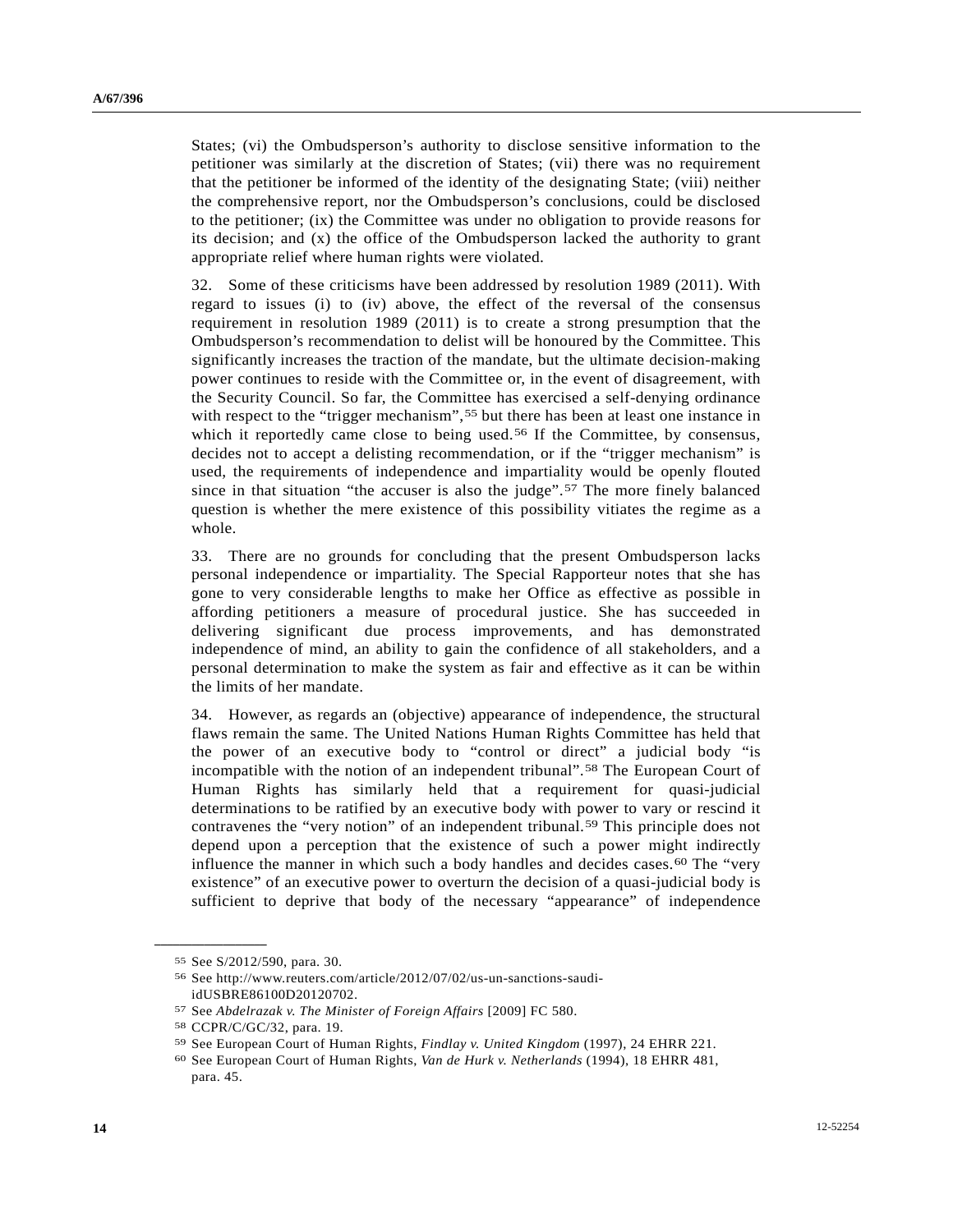States; (vi) the Ombudsperson's authority to disclose sensitive information to the petitioner was similarly at the discretion of States; (vii) there was no requirement that the petitioner be informed of the identity of the designating State; (viii) neither the comprehensive report, nor the Ombudsperson's conclusions, could be disclosed to the petitioner; (ix) the Committee was under no obligation to provide reasons for its decision; and (x) the office of the Ombudsperson lacked the authority to grant appropriate relief where human rights were violated.

32. Some of these criticisms have been addressed by resolution 1989 (2011). With regard to issues (i) to (iv) above, the effect of the reversal of the consensus requirement in resolution 1989 (2011) is to create a strong presumption that the Ombudsperson's recommendation to delist will be honoured by the Committee. This significantly increases the traction of the mandate, but the ultimate decision-making power continues to reside with the Committee or, in the event of disagreement, with the Security Council. So far, the Committee has exercised a self-denying ordinance with respect to the "trigger mechanism",[55] but there has been at least one instance in which it reportedly came close to being used.[56] If the Committee, by consensus, decides not to accept a delisting recommendation, or if the "trigger mechanism" is used, the requirements of independence and impartiality would be openly flouted since in that situation "the accuser is also the judge".[57] The more finely balanced question is whether the mere existence of this possibility vitiates the regime as a whole.

33. There are no grounds for concluding that the present Ombudsperson lacks personal independence or impartiality. The Special Rapporteur notes that she has gone to very considerable lengths to make her Office as effective as possible in affording petitioners a measure of procedural justice. She has succeeded in delivering significant due process improvements, and has demonstrated independence of mind, an ability to gain the confidence of all stakeholders, and a personal determination to make the system as fair and effective as it can be within the limits of her mandate.

34. However, as regards an (objective) appearance of independence, the structural flaws remain the same. The United Nations Human Rights Committee has held that the power of an executive body to "control or direct" a judicial body "is incompatible with the notion of an independent tribunal".[58] The European Court of Human Rights has similarly held that a requirement for quasi-judicial determinations to be ratified by an executive body with power to vary or rescind it contravenes the "very notion" of an independent tribunal.[59] This principle does not depend upon a perception that the existence of such a power might indirectly influence the manner in which such a body handles and decides cases.[60] The "very existence" of an executive power to overturn the decision of a quasi-judicial body is sufficient to deprive that body of the necessary "appearance" of independence

---

[55] See S/2012/590, para. 30.

[56] See http://www.reuters.com/article/2012/07/02/us-un-sanctions-saudi-idUSBRE86100D20120702.

[57] See *Abdelrazak v. The Minister of Foreign Affairs* [2009] FC 580.

[58] CCPR/C/GC/32, para. 19.

[59] See European Court of Human Rights, *Findlay v. United Kingdom* (1997), 24 EHRR 221.

[60] See European Court of Human Rights, *Van de Hurk v. Netherlands* (1994), 18 EHRR 481, para. 45.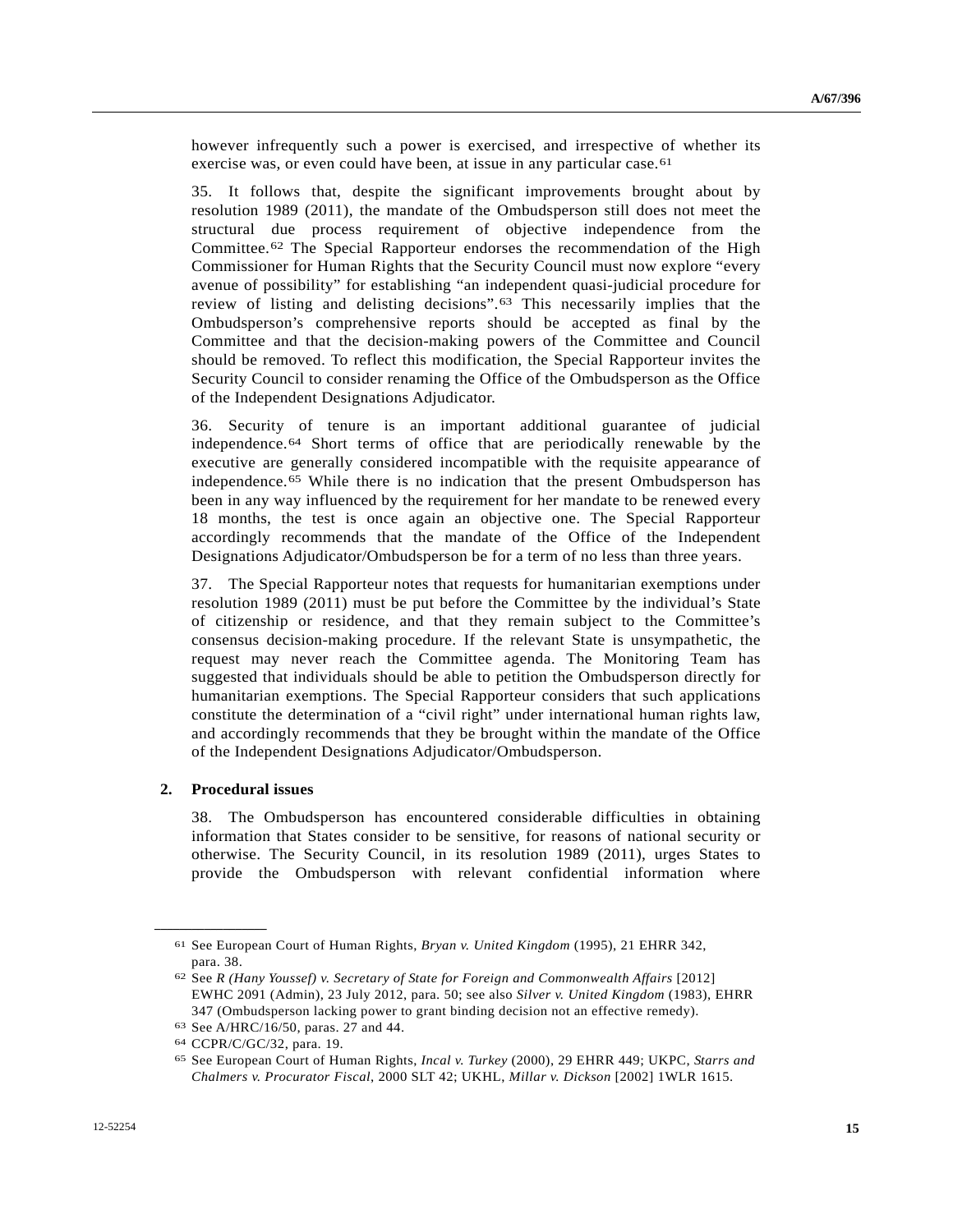however infrequently such a power is exercised, and irrespective of whether its exercise was, or even could have been, at issue in any particular case.[61]

35. It follows that, despite the significant improvements brought about by resolution 1989 (2011), the mandate of the Ombudsperson still does not meet the structural due process requirement of objective independence from the Committee.[62] The Special Rapporteur endorses the recommendation of the High Commissioner for Human Rights that the Security Council must now explore "every avenue of possibility" for establishing "an independent quasi-judicial procedure for review of listing and delisting decisions".[63] This necessarily implies that the Ombudsperson's comprehensive reports should be accepted as final by the Committee and that the decision-making powers of the Committee and Council should be removed. To reflect this modification, the Special Rapporteur invites the Security Council to consider renaming the Office of the Ombudsperson as the Office of the Independent Designations Adjudicator.

36. Security of tenure is an important additional guarantee of judicial independence.[64] Short terms of office that are periodically renewable by the executive are generally considered incompatible with the requisite appearance of independence.[65] While there is no indication that the present Ombudsperson has been in any way influenced by the requirement for her mandate to be renewed every 18 months, the test is once again an objective one. The Special Rapporteur accordingly recommends that the mandate of the Office of the Independent Designations Adjudicator/Ombudsperson be for a term of no less than three years.

37. The Special Rapporteur notes that requests for humanitarian exemptions under resolution 1989 (2011) must be put before the Committee by the individual's State of citizenship or residence, and that they remain subject to the Committee's consensus decision-making procedure. If the relevant State is unsympathetic, the request may never reach the Committee agenda. The Monitoring Team has suggested that individuals should be able to petition the Ombudsperson directly for humanitarian exemptions. The Special Rapporteur considers that such applications constitute the determination of a "civil right" under international human rights law, and accordingly recommends that they be brought within the mandate of the Office of the Independent Designations Adjudicator/Ombudsperson.

### 2. Procedural issues

38. The Ombudsperson has encountered considerable difficulties in obtaining information that States consider to be sensitive, for reasons of national security or otherwise. The Security Council, in its resolution 1989 (2011), urges States to provide the Ombudsperson with relevant confidential information where

---

[61] See European Court of Human Rights, *Bryan v. United Kingdom* (1995), 21 EHRR 342, para. 38.

[62] See *R (Hany Youssef) v. Secretary of State for Foreign and Commonwealth Affairs* [2012] EWHC 2091 (Admin), 23 July 2012, para. 50; see also *Silver v. United Kingdom* (1983), EHRR 347 (Ombudsperson lacking power to grant binding decision not an effective remedy).

[63] See A/HRC/16/50, paras. 27 and 44.

[64] CCPR/C/GC/32, para. 19.

[65] See European Court of Human Rights, *Incal v. Turkey* (2000), 29 EHRR 449; UKPC, *Starrs and Chalmers v. Procurator Fiscal*, 2000 SLT 42; UKHL, *Millar v. Dickson* [2002] 1WLR 1615.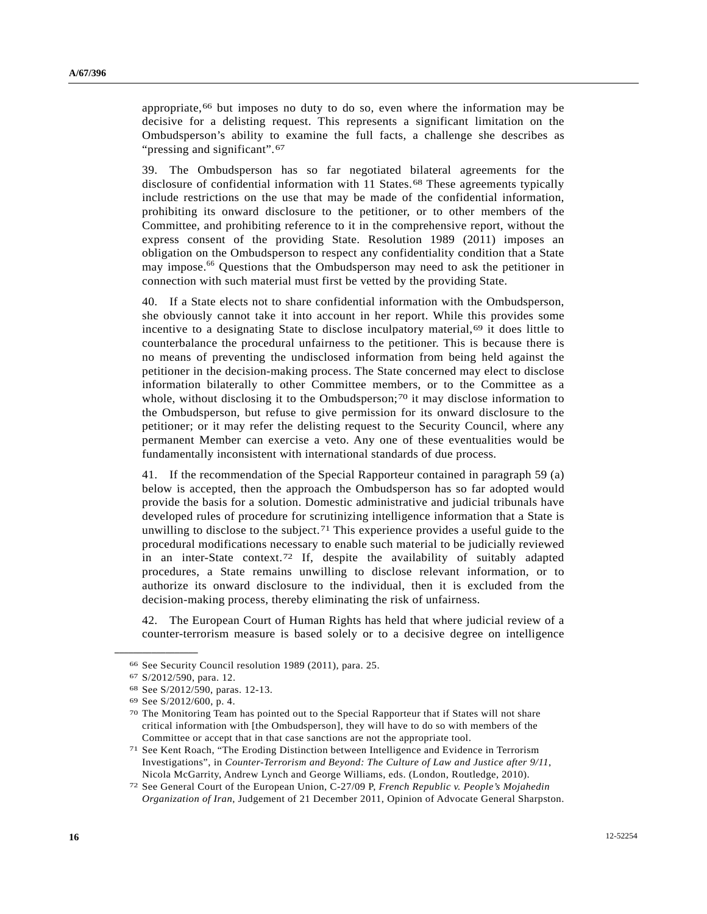appropriate,[66] but imposes no duty to do so, even where the information may be decisive for a delisting request. This represents a significant limitation on the Ombudsperson's ability to examine the full facts, a challenge she describes as "pressing and significant".[67]

39. The Ombudsperson has so far negotiated bilateral agreements for the disclosure of confidential information with 11 States.[68] These agreements typically include restrictions on the use that may be made of the confidential information, prohibiting its onward disclosure to the petitioner, or to other members of the Committee, and prohibiting reference to it in the comprehensive report, without the express consent of the providing State. Resolution 1989 (2011) imposes an obligation on the Ombudsperson to respect any confidentiality condition that a State may impose.[66] Questions that the Ombudsperson may need to ask the petitioner in connection with such material must first be vetted by the providing State.

40. If a State elects not to share confidential information with the Ombudsperson, she obviously cannot take it into account in her report. While this provides some incentive to a designating State to disclose inculpatory material,[69] it does little to counterbalance the procedural unfairness to the petitioner. This is because there is no means of preventing the undisclosed information from being held against the petitioner in the decision-making process. The State concerned may elect to disclose information bilaterally to other Committee members, or to the Committee as a whole, without disclosing it to the Ombudsperson;[70] it may disclose information to the Ombudsperson, but refuse to give permission for its onward disclosure to the petitioner; or it may refer the delisting request to the Security Council, where any permanent Member can exercise a veto. Any one of these eventualities would be fundamentally inconsistent with international standards of due process.

41. If the recommendation of the Special Rapporteur contained in paragraph 59 (a) below is accepted, then the approach the Ombudsperson has so far adopted would provide the basis for a solution. Domestic administrative and judicial tribunals have developed rules of procedure for scrutinizing intelligence information that a State is unwilling to disclose to the subject.[71] This experience provides a useful guide to the procedural modifications necessary to enable such material to be judicially reviewed in an inter-State context.[72] If, despite the availability of suitably adapted procedures, a State remains unwilling to disclose relevant information, or to authorize its onward disclosure to the individual, then it is excluded from the decision-making process, thereby eliminating the risk of unfairness.

42. The European Court of Human Rights has held that where judicial review of a counter-terrorism measure is based solely or to a decisive degree on intelligence

---

[66] See Security Council resolution 1989 (2011), para. 25.

[67] S/2012/590, para. 12.

[68] See S/2012/590, paras. 12-13.

[69] See S/2012/600, p. 4.

[70] The Monitoring Team has pointed out to the Special Rapporteur that if States will not share critical information with [the Ombudsperson], they will have to do so with members of the Committee or accept that in that case sanctions are not the appropriate tool.

[71] See Kent Roach, "The Eroding Distinction between Intelligence and Evidence in Terrorism Investigations", in *Counter-Terrorism and Beyond: The Culture of Law and Justice after 9/11*, Nicola McGarrity, Andrew Lynch and George Williams, eds. (London, Routledge, 2010).

[72] See General Court of the European Union, C-27/09 P, *French Republic v. People's Mojahedin Organization of Iran*, Judgement of 21 December 2011, Opinion of Advocate General Sharpston.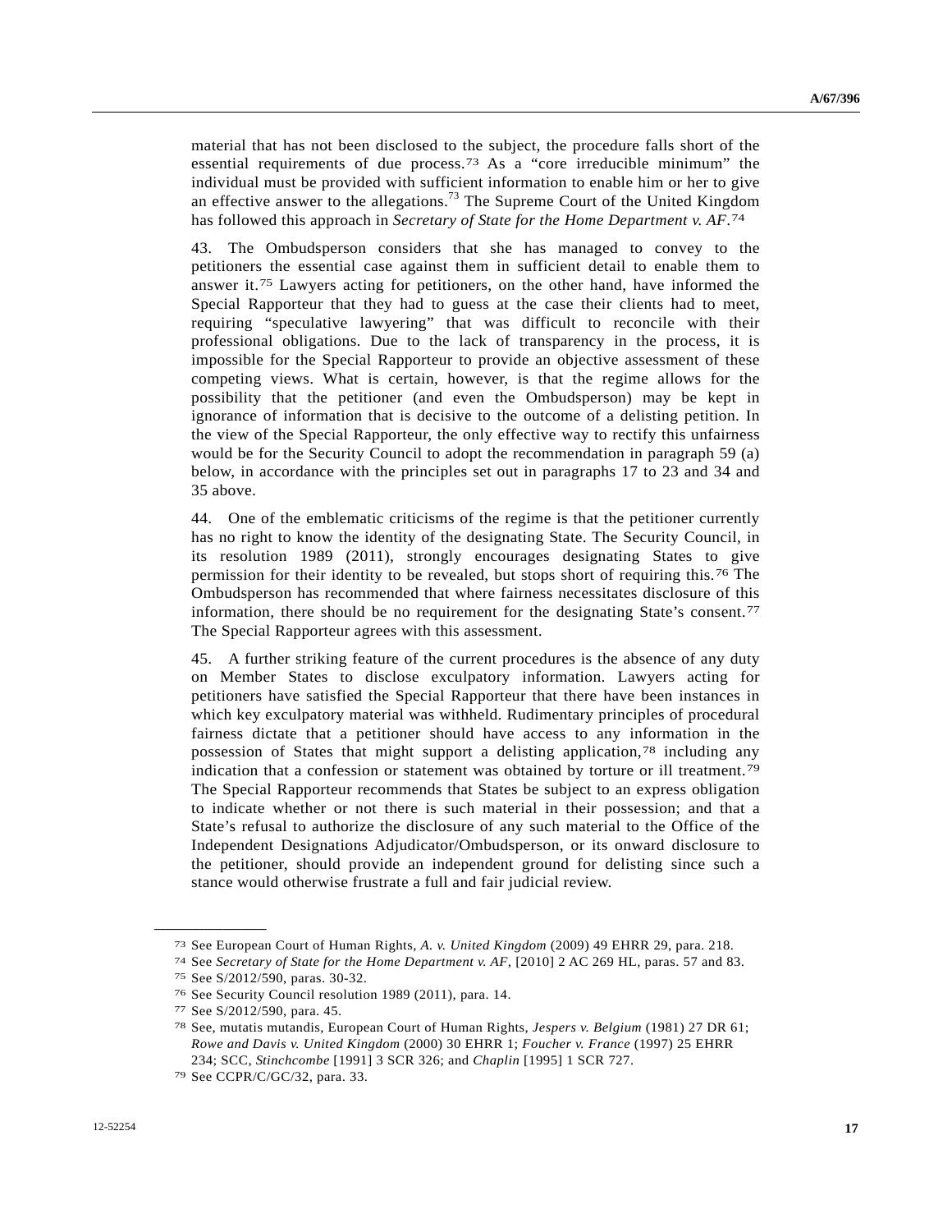material that has not been disclosed to the subject, the procedure falls short of the essential requirements of due process.[73] As a "core irreducible minimum" the individual must be provided with sufficient information to enable him or her to give an effective answer to the allegations.[73] The Supreme Court of the United Kingdom has followed this approach in *Secretary of State for the Home Department v. AF*.[74]

43. The Ombudsperson considers that she has managed to convey to the petitioners the essential case against them in sufficient detail to enable them to answer it.[75] Lawyers acting for petitioners, on the other hand, have informed the Special Rapporteur that they had to guess at the case their clients had to meet, requiring "speculative lawyering" that was difficult to reconcile with their professional obligations. Due to the lack of transparency in the process, it is impossible for the Special Rapporteur to provide an objective assessment of these competing views. What is certain, however, is that the regime allows for the possibility that the petitioner (and even the Ombudsperson) may be kept in ignorance of information that is decisive to the outcome of a delisting petition. In the view of the Special Rapporteur, the only effective way to rectify this unfairness would be for the Security Council to adopt the recommendation in paragraph 59 (a) below, in accordance with the principles set out in paragraphs 17 to 23 and 34 and 35 above.

44. One of the emblematic criticisms of the regime is that the petitioner currently has no right to know the identity of the designating State. The Security Council, in its resolution 1989 (2011), strongly encourages designating States to give permission for their identity to be revealed, but stops short of requiring this.[76] The Ombudsperson has recommended that where fairness necessitates disclosure of this information, there should be no requirement for the designating State's consent.[77] The Special Rapporteur agrees with this assessment.

45. A further striking feature of the current procedures is the absence of any duty on Member States to disclose exculpatory information. Lawyers acting for petitioners have satisfied the Special Rapporteur that there have been instances in which key exculpatory material was withheld. Rudimentary principles of procedural fairness dictate that a petitioner should have access to any information in the possession of States that might support a delisting application,[78] including any indication that a confession or statement was obtained by torture or ill treatment.[79] The Special Rapporteur recommends that States be subject to an express obligation to indicate whether or not there is such material in their possession; and that a State's refusal to authorize the disclosure of any such material to the Office of the Independent Designations Adjudicator/Ombudsperson, or its onward disclosure to the petitioner, should provide an independent ground for delisting since such a stance would otherwise frustrate a full and fair judicial review.

---

[73] See European Court of Human Rights, *A. v. United Kingdom* (2009) 49 EHRR 29, para. 218.

[74] See *Secretary of State for the Home Department v. AF*, [2010] 2 AC 269 HL, paras. 57 and 83.

[75] See S/2012/590, paras. 30-32.

[76] See Security Council resolution 1989 (2011), para. 14.

[77] See S/2012/590, para. 45.

[78] See, mutatis mutandis, European Court of Human Rights, *Jespers v. Belgium* (1981) 27 DR 61; *Rowe and Davis v. United Kingdom* (2000) 30 EHRR 1; *Foucher v. France* (1997) 25 EHRR 234; SCC, *Stinchcombe* [1991] 3 SCR 326; and *Chaplin* [1995] 1 SCR 727.

[79] See CCPR/C/GC/32, para. 33.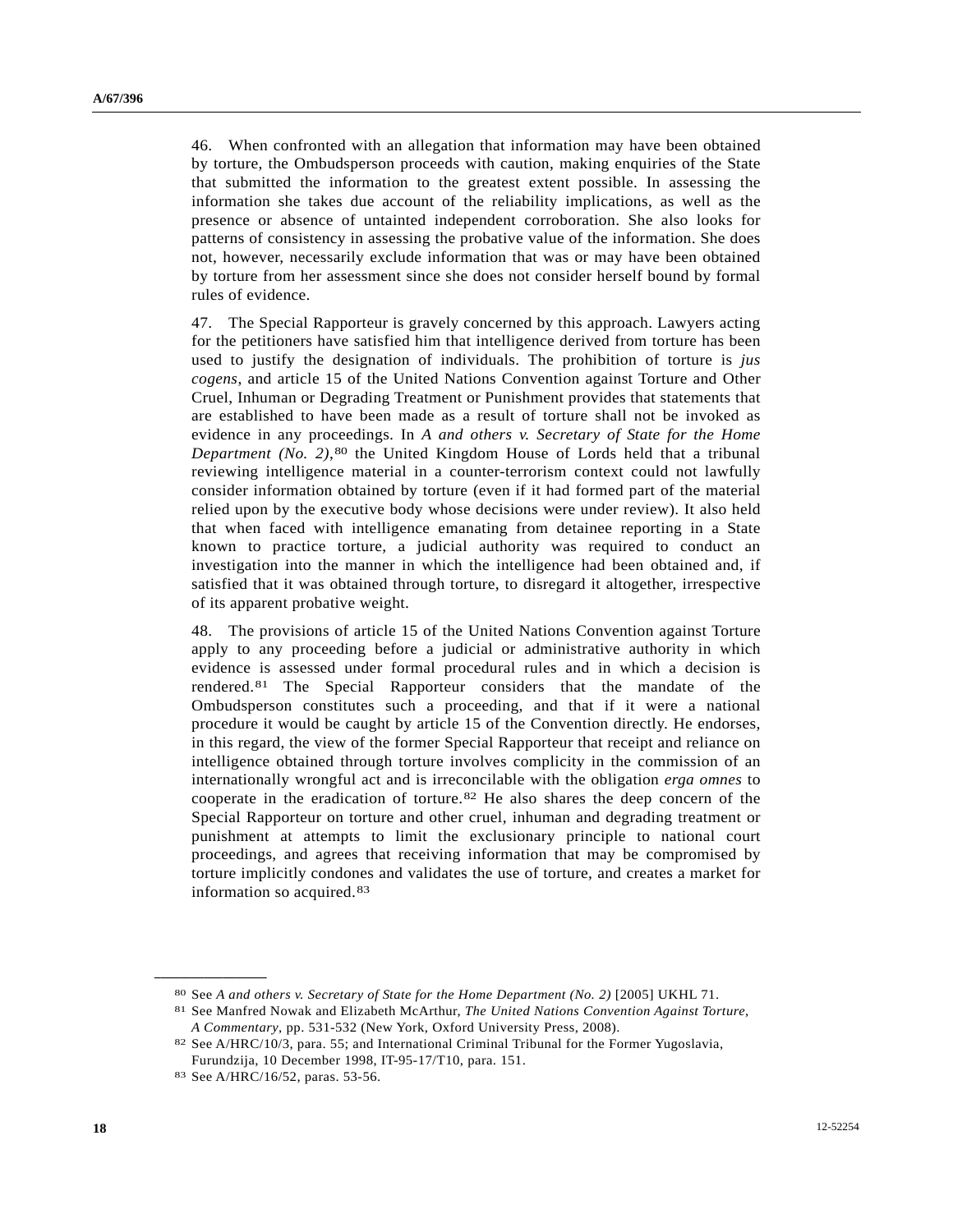46. When confronted with an allegation that information may have been obtained by torture, the Ombudsperson proceeds with caution, making enquiries of the State that submitted the information to the greatest extent possible. In assessing the information she takes due account of the reliability implications, as well as the presence or absence of untainted independent corroboration. She also looks for patterns of consistency in assessing the probative value of the information. She does not, however, necessarily exclude information that was or may have been obtained by torture from her assessment since she does not consider herself bound by formal rules of evidence.

47. The Special Rapporteur is gravely concerned by this approach. Lawyers acting for the petitioners have satisfied him that intelligence derived from torture has been used to justify the designation of individuals. The prohibition of torture is *jus cogens*, and article 15 of the United Nations Convention against Torture and Other Cruel, Inhuman or Degrading Treatment or Punishment provides that statements that are established to have been made as a result of torture shall not be invoked as evidence in any proceedings. In *A and others v. Secretary of State for the Home Department (No. 2)*,[80] the United Kingdom House of Lords held that a tribunal reviewing intelligence material in a counter-terrorism context could not lawfully consider information obtained by torture (even if it had formed part of the material relied upon by the executive body whose decisions were under review). It also held that when faced with intelligence emanating from detainee reporting in a State known to practice torture, a judicial authority was required to conduct an investigation into the manner in which the intelligence had been obtained and, if satisfied that it was obtained through torture, to disregard it altogether, irrespective of its apparent probative weight.

48. The provisions of article 15 of the United Nations Convention against Torture apply to any proceeding before a judicial or administrative authority in which evidence is assessed under formal procedural rules and in which a decision is rendered.[81] The Special Rapporteur considers that the mandate of the Ombudsperson constitutes such a proceeding, and that if it were a national procedure it would be caught by article 15 of the Convention directly. He endorses, in this regard, the view of the former Special Rapporteur that receipt and reliance on intelligence obtained through torture involves complicity in the commission of an internationally wrongful act and is irreconcilable with the obligation *erga omnes* to cooperate in the eradication of torture.[82] He also shares the deep concern of the Special Rapporteur on torture and other cruel, inhuman and degrading treatment or punishment at attempts to limit the exclusionary principle to national court proceedings, and agrees that receiving information that may be compromised by torture implicitly condones and validates the use of torture, and creates a market for information so acquired.[83]

---

[80] See *A and others v. Secretary of State for the Home Department (No. 2)* [2005] UKHL 71.

[81] See Manfred Nowak and Elizabeth McArthur, *The United Nations Convention Against Torture, A Commentary*, pp. 531-532 (New York, Oxford University Press, 2008).

[82] See A/HRC/10/3, para. 55; and International Criminal Tribunal for the Former Yugoslavia, Furundzija, 10 December 1998, IT-95-17/T10, para. 151.

[83] See A/HRC/16/52, paras. 53-56.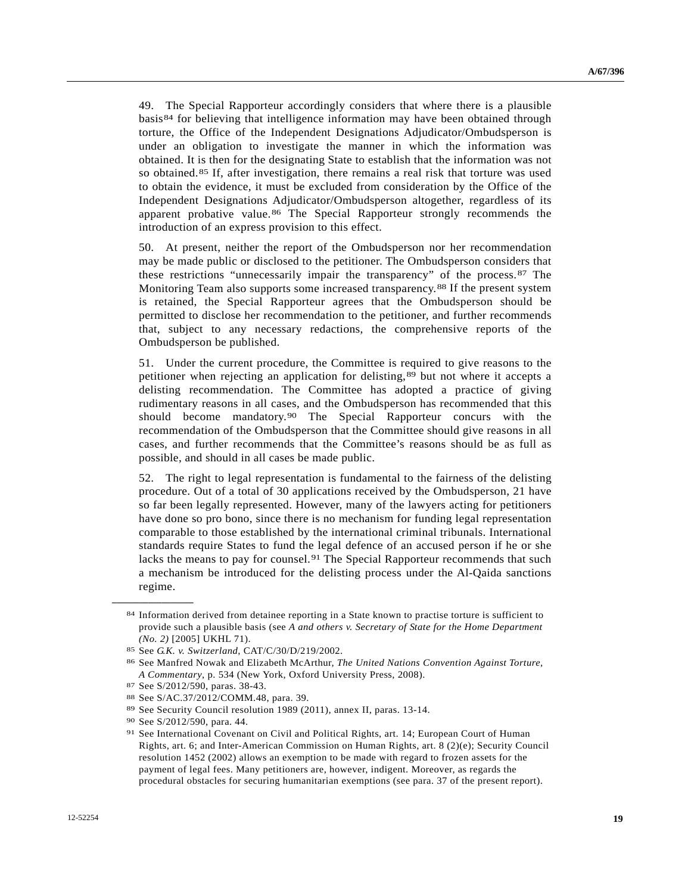49. The Special Rapporteur accordingly considers that where there is a plausible basis[84] for believing that intelligence information may have been obtained through torture, the Office of the Independent Designations Adjudicator/Ombudsperson is under an obligation to investigate the manner in which the information was obtained. It is then for the designating State to establish that the information was not so obtained.[85] If, after investigation, there remains a real risk that torture was used to obtain the evidence, it must be excluded from consideration by the Office of the Independent Designations Adjudicator/Ombudsperson altogether, regardless of its apparent probative value.[86] The Special Rapporteur strongly recommends the introduction of an express provision to this effect.

50. At present, neither the report of the Ombudsperson nor her recommendation may be made public or disclosed to the petitioner. The Ombudsperson considers that these restrictions "unnecessarily impair the transparency" of the process.[87] The Monitoring Team also supports some increased transparency.[88] If the present system is retained, the Special Rapporteur agrees that the Ombudsperson should be permitted to disclose her recommendation to the petitioner, and further recommends that, subject to any necessary redactions, the comprehensive reports of the Ombudsperson be published.

51. Under the current procedure, the Committee is required to give reasons to the petitioner when rejecting an application for delisting,[89] but not where it accepts a delisting recommendation. The Committee has adopted a practice of giving rudimentary reasons in all cases, and the Ombudsperson has recommended that this should become mandatory.[90] The Special Rapporteur concurs with the recommendation of the Ombudsperson that the Committee should give reasons in all cases, and further recommends that the Committee's reasons should be as full as possible, and should in all cases be made public.

52. The right to legal representation is fundamental to the fairness of the delisting procedure. Out of a total of 30 applications received by the Ombudsperson, 21 have so far been legally represented. However, many of the lawyers acting for petitioners have done so pro bono, since there is no mechanism for funding legal representation comparable to those established by the international criminal tribunals. International standards require States to fund the legal defence of an accused person if he or she lacks the means to pay for counsel.[91] The Special Rapporteur recommends that such a mechanism be introduced for the delisting process under the Al-Qaida sanctions regime.

---

[84] Information derived from detainee reporting in a State known to practise torture is sufficient to provide such a plausible basis (see *A and others v. Secretary of State for the Home Department (No. 2)* [2005] UKHL 71).

[85] See *G.K. v. Switzerland*, CAT/C/30/D/219/2002.

[86] See Manfred Nowak and Elizabeth McArthur, *The United Nations Convention Against Torture, A Commentary*, p. 534 (New York, Oxford University Press, 2008).

[87] See S/2012/590, paras. 38-43.

[88] See S/AC.37/2012/COMM.48, para. 39.

[89] See Security Council resolution 1989 (2011), annex II, paras. 13-14.

[90] See S/2012/590, para. 44.

[91] See International Covenant on Civil and Political Rights, art. 14; European Court of Human Rights, art. 6; and Inter-American Commission on Human Rights, art. 8 (2)(e); Security Council resolution 1452 (2002) allows an exemption to be made with regard to frozen assets for the payment of legal fees. Many petitioners are, however, indigent. Moreover, as regards the procedural obstacles for securing humanitarian exemptions (see para. 37 of the present report).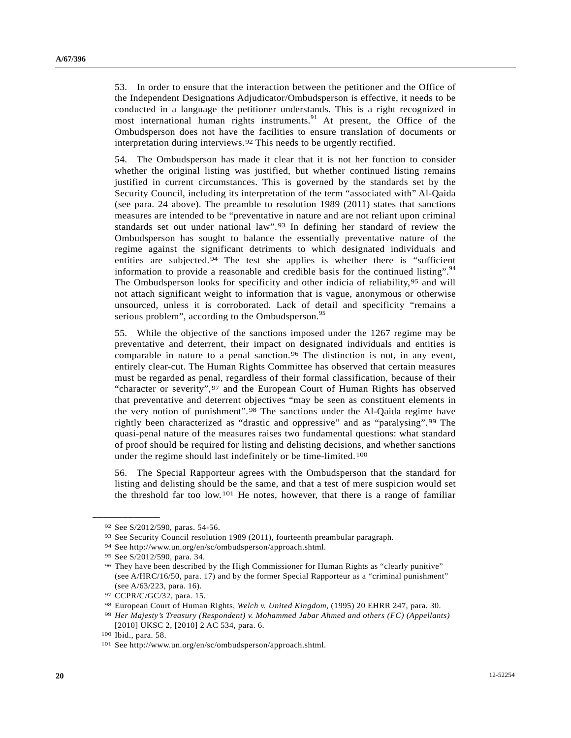53. In order to ensure that the interaction between the petitioner and the Office of the Independent Designations Adjudicator/Ombudsperson is effective, it needs to be conducted in a language the petitioner understands. This is a right recognized in most international human rights instruments.[91] At present, the Office of the Ombudsperson does not have the facilities to ensure translation of documents or interpretation during interviews.[92] This needs to be urgently rectified.

54. The Ombudsperson has made it clear that it is not her function to consider whether the original listing was justified, but whether continued listing remains justified in current circumstances. This is governed by the standards set by the Security Council, including its interpretation of the term "associated with" Al-Qaida (see para. 24 above). The preamble to resolution 1989 (2011) states that sanctions measures are intended to be "preventative in nature and are not reliant upon criminal standards set out under national law".[93] In defining her standard of review the Ombudsperson has sought to balance the essentially preventative nature of the regime against the significant detriments to which designated individuals and entities are subjected.[94] The test she applies is whether there is "sufficient information to provide a reasonable and credible basis for the continued listing".[94] The Ombudsperson looks for specificity and other indicia of reliability,[95] and will not attach significant weight to information that is vague, anonymous or otherwise unsourced, unless it is corroborated. Lack of detail and specificity "remains a serious problem", according to the Ombudsperson.[95]

55. While the objective of the sanctions imposed under the 1267 regime may be preventative and deterrent, their impact on designated individuals and entities is comparable in nature to a penal sanction.[96] The distinction is not, in any event, entirely clear-cut. The Human Rights Committee has observed that certain measures must be regarded as penal, regardless of their formal classification, because of their "character or severity",[97] and the European Court of Human Rights has observed that preventative and deterrent objectives "may be seen as constituent elements in the very notion of punishment".[98] The sanctions under the Al-Qaida regime have rightly been characterized as "drastic and oppressive" and as "paralysing".[99] The quasi-penal nature of the measures raises two fundamental questions: what standard of proof should be required for listing and delisting decisions, and whether sanctions under the regime should last indefinitely or be time-limited.[100]

56. The Special Rapporteur agrees with the Ombudsperson that the standard for listing and delisting should be the same, and that a test of mere suspicion would set the threshold far too low.[101] He notes, however, that there is a range of familiar

---

[92] See S/2012/590, paras. 54-56.

[93] See Security Council resolution 1989 (2011), fourteenth preambular paragraph.

[94] See http://www.un.org/en/sc/ombudsperson/approach.shtml.

[95] See S/2012/590, para. 34.

[96] They have been described by the High Commissioner for Human Rights as "clearly punitive" (see A/HRC/16/50, para. 17) and by the former Special Rapporteur as a "criminal punishment" (see A/63/223, para. 16).

[97] CCPR/C/GC/32, para. 15.

[98] European Court of Human Rights, *Welch v. United Kingdom*, (1995) 20 EHRR 247, para. 30.

[99] *Her Majesty's Treasury (Respondent) v. Mohammed Jabar Ahmed and others (FC) (Appellants)* [2010] UKSC 2, [2010] 2 AC 534, para. 6.

[100] Ibid., para. 58.

[101] See http://www.un.org/en/sc/ombudsperson/approach.shtml.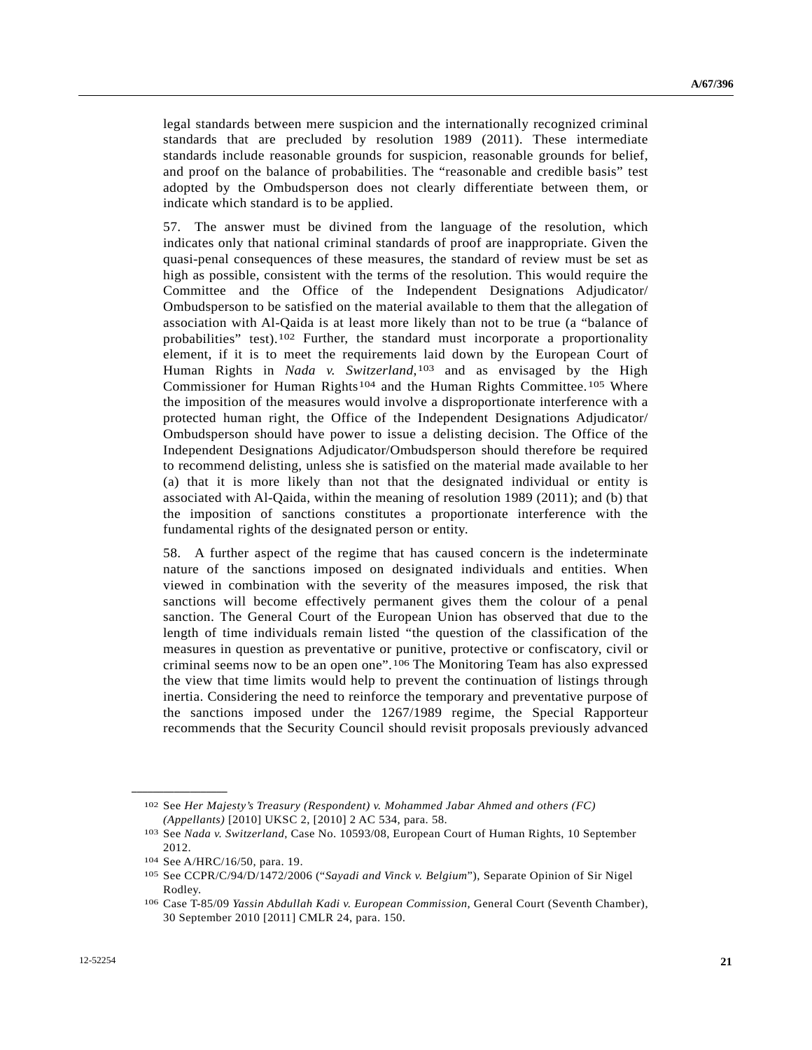legal standards between mere suspicion and the internationally recognized criminal standards that are precluded by resolution 1989 (2011). These intermediate standards include reasonable grounds for suspicion, reasonable grounds for belief, and proof on the balance of probabilities. The "reasonable and credible basis" test adopted by the Ombudsperson does not clearly differentiate between them, or indicate which standard is to be applied.

57. The answer must be divined from the language of the resolution, which indicates only that national criminal standards of proof are inappropriate. Given the quasi-penal consequences of these measures, the standard of review must be set as high as possible, consistent with the terms of the resolution. This would require the Committee and the Office of the Independent Designations Adjudicator/ Ombudsperson to be satisfied on the material available to them that the allegation of association with Al-Qaida is at least more likely than not to be true (a "balance of probabilities" test).[102] Further, the standard must incorporate a proportionality element, if it is to meet the requirements laid down by the European Court of Human Rights in *Nada v. Switzerland*,[103] and as envisaged by the High Commissioner for Human Rights[104] and the Human Rights Committee.[105] Where the imposition of the measures would involve a disproportionate interference with a protected human right, the Office of the Independent Designations Adjudicator/ Ombudsperson should have power to issue a delisting decision. The Office of the Independent Designations Adjudicator/Ombudsperson should therefore be required to recommend delisting, unless she is satisfied on the material made available to her (a) that it is more likely than not that the designated individual or entity is associated with Al-Qaida, within the meaning of resolution 1989 (2011); and (b) that the imposition of sanctions constitutes a proportionate interference with the fundamental rights of the designated person or entity.

58. A further aspect of the regime that has caused concern is the indeterminate nature of the sanctions imposed on designated individuals and entities. When viewed in combination with the severity of the measures imposed, the risk that sanctions will become effectively permanent gives them the colour of a penal sanction. The General Court of the European Union has observed that due to the length of time individuals remain listed "the question of the classification of the measures in question as preventative or punitive, protective or confiscatory, civil or criminal seems now to be an open one".[106] The Monitoring Team has also expressed the view that time limits would help to prevent the continuation of listings through inertia. Considering the need to reinforce the temporary and preventative purpose of the sanctions imposed under the 1267/1989 regime, the Special Rapporteur recommends that the Security Council should revisit proposals previously advanced

---

[102] See *Her Majesty's Treasury (Respondent) v. Mohammed Jabar Ahmed and others (FC) (Appellants)* [2010] UKSC 2, [2010] 2 AC 534, para. 58.

[103] See *Nada v. Switzerland*, Case No. 10593/08, European Court of Human Rights, 10 September 2012.

[104] See A/HRC/16/50, para. 19.

[105] See CCPR/C/94/D/1472/2006 ("*Sayadi and Vinck v. Belgium*"), Separate Opinion of Sir Nigel Rodley.

[106] Case T-85/09 *Yassin Abdullah Kadi v. European Commission*, General Court (Seventh Chamber), 30 September 2010 [2011] CMLR 24, para. 150.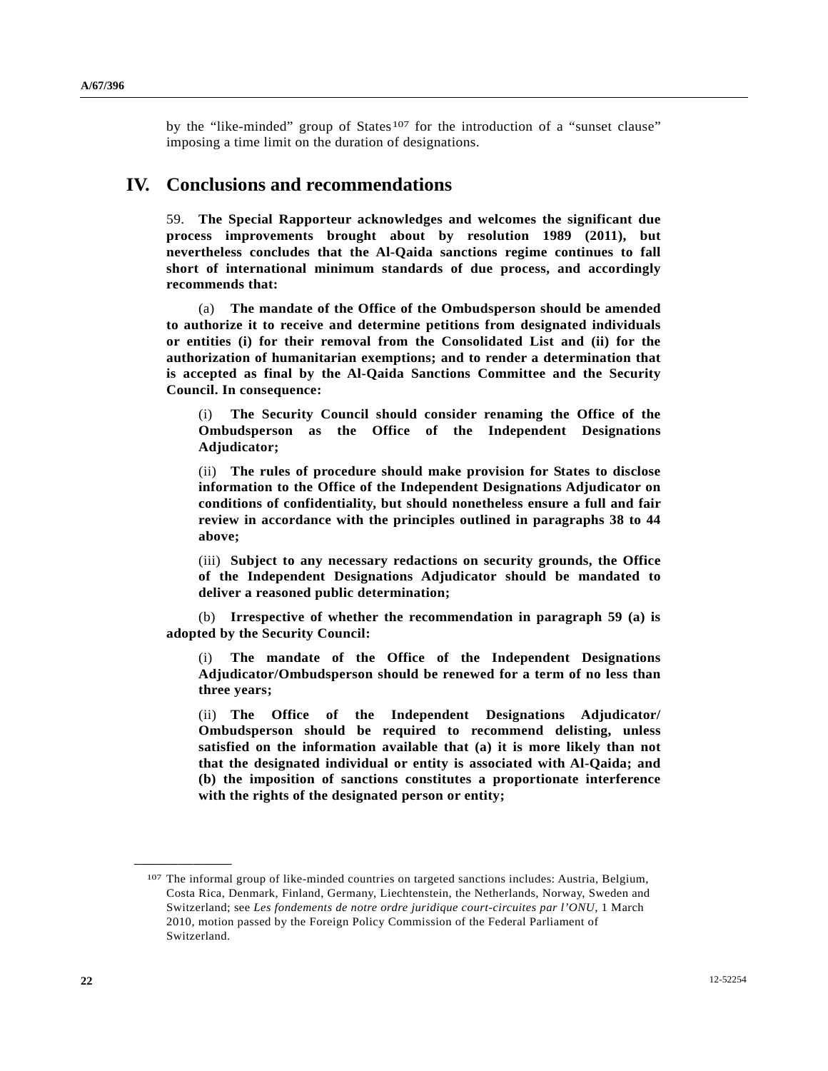by the "like-minded" group of States[107] for the introduction of a "sunset clause" imposing a time limit on the duration of designations.

# IV. Conclusions and recommendations

59. **The Special Rapporteur acknowledges and welcomes the significant due process improvements brought about by resolution 1989 (2011), but nevertheless concludes that the Al-Qaida sanctions regime continues to fall short of international minimum standards of due process, and accordingly recommends that:**

(a) **The mandate of the Office of the Ombudsperson should be amended to authorize it to receive and determine petitions from designated individuals or entities (i) for their removal from the Consolidated List and (ii) for the authorization of humanitarian exemptions; and to render a determination that is accepted as final by the Al-Qaida Sanctions Committee and the Security Council. In consequence:**

(i) **The Security Council should consider renaming the Office of the Ombudsperson as the Office of the Independent Designations Adjudicator;**

(ii) **The rules of procedure should make provision for States to disclose information to the Office of the Independent Designations Adjudicator on conditions of confidentiality, but should nonetheless ensure a full and fair review in accordance with the principles outlined in paragraphs 38 to 44 above;**

(iii) **Subject to any necessary redactions on security grounds, the Office of the Independent Designations Adjudicator should be mandated to deliver a reasoned public determination;**

(b) **Irrespective of whether the recommendation in paragraph 59 (a) is adopted by the Security Council:**

(i) **The mandate of the Office of the Independent Designations Adjudicator/Ombudsperson should be renewed for a term of no less than three years;**

(ii) **The Office of the Independent Designations Adjudicator/Ombudsperson should be required to recommend delisting, unless satisfied on the information available that (a) it is more likely than not that the designated individual or entity is associated with Al-Qaida; and (b) the imposition of sanctions constitutes a proportionate interference with the rights of the designated person or entity;**

---

[107] The informal group of like-minded countries on targeted sanctions includes: Austria, Belgium, Costa Rica, Denmark, Finland, Germany, Liechtenstein, the Netherlands, Norway, Sweden and Switzerland; see *Les fondements de notre ordre juridique court-circuites par l'ONU*, 1 March 2010, motion passed by the Foreign Policy Commission of the Federal Parliament of Switzerland.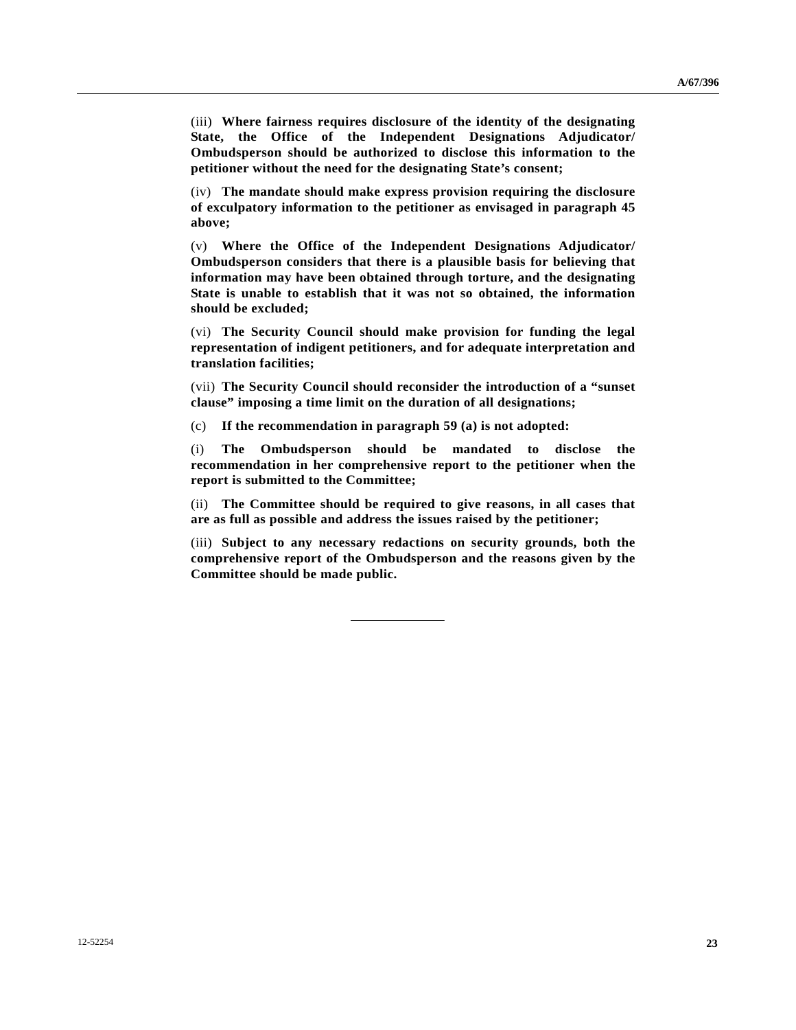(iii) **Where fairness requires disclosure of the identity of the designating State, the Office of the Independent Designations Adjudicator/ Ombudsperson should be authorized to disclose this information to the petitioner without the need for the designating State's consent;**

(iv) **The mandate should make express provision requiring the disclosure of exculpatory information to the petitioner as envisaged in paragraph 45 above;**

(v) **Where the Office of the Independent Designations Adjudicator/ Ombudsperson considers that there is a plausible basis for believing that information may have been obtained through torture, and the designating State is unable to establish that it was not so obtained, the information should be excluded;**

(vi) **The Security Council should make provision for funding the legal representation of indigent petitioners, and for adequate interpretation and translation facilities;**

(vii) **The Security Council should reconsider the introduction of a "sunset clause" imposing a time limit on the duration of all designations;**

(c) **If the recommendation in paragraph 59 (a) is not adopted:**

(i) **The Ombudsperson should be mandated to disclose the recommendation in her comprehensive report to the petitioner when the report is submitted to the Committee;**

(ii) **The Committee should be required to give reasons, in all cases that are as full as possible and address the issues raised by the petitioner;**

(iii) **Subject to any necessary redactions on security grounds, both the comprehensive report of the Ombudsperson and the reasons given by the Committee should be made public.**